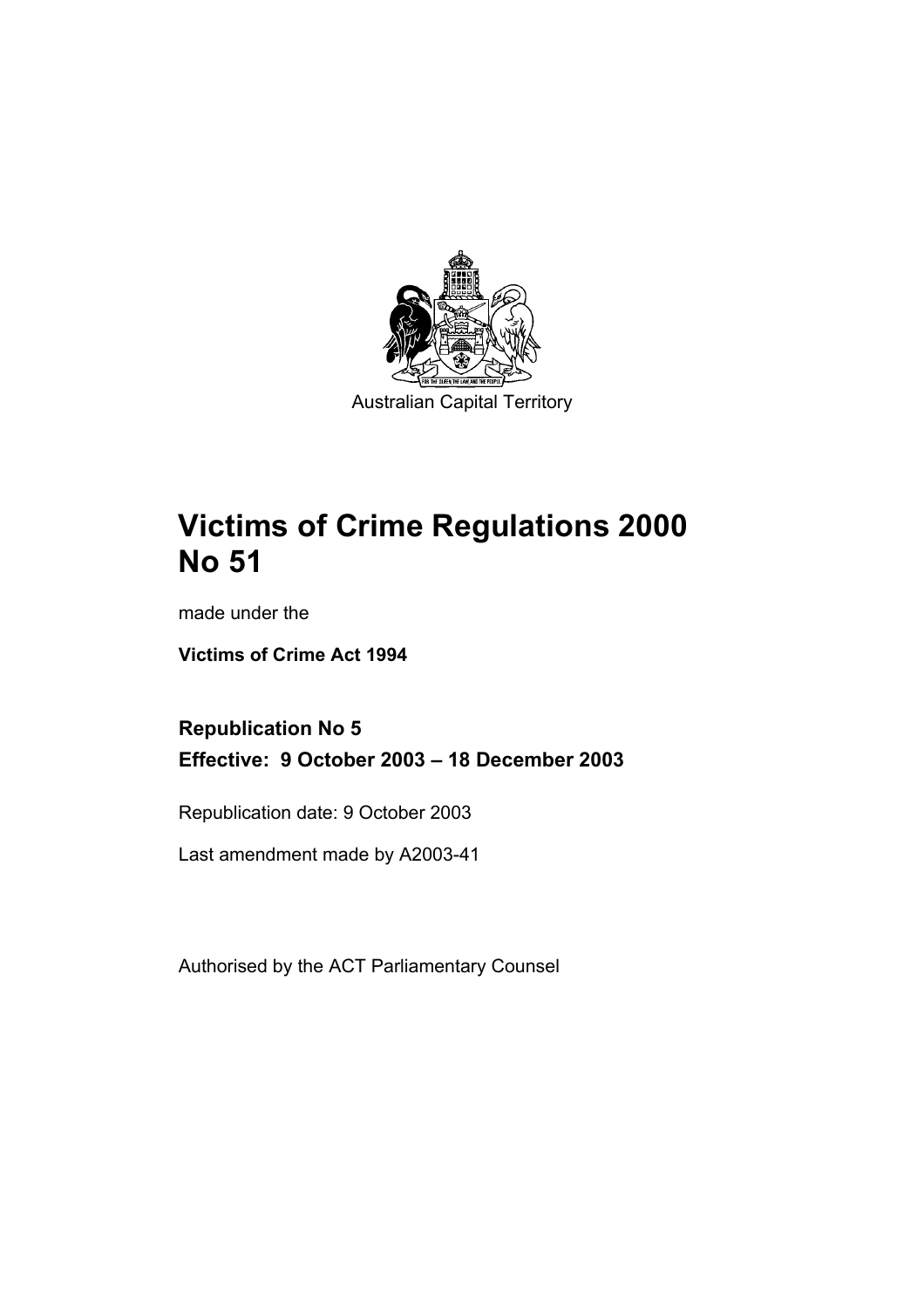Australian Capital Territory

# Victims of Crime Regulations 2000 No 51

made under the

**Victims of Crime Act 1994**

**Republication No 5**

**Effective: 9 October 2003 – 18 December 2003**

Republication date: 9 October 2003

Last amendment made by A2003-41

Authorised by the ACT Parliamentary Counsel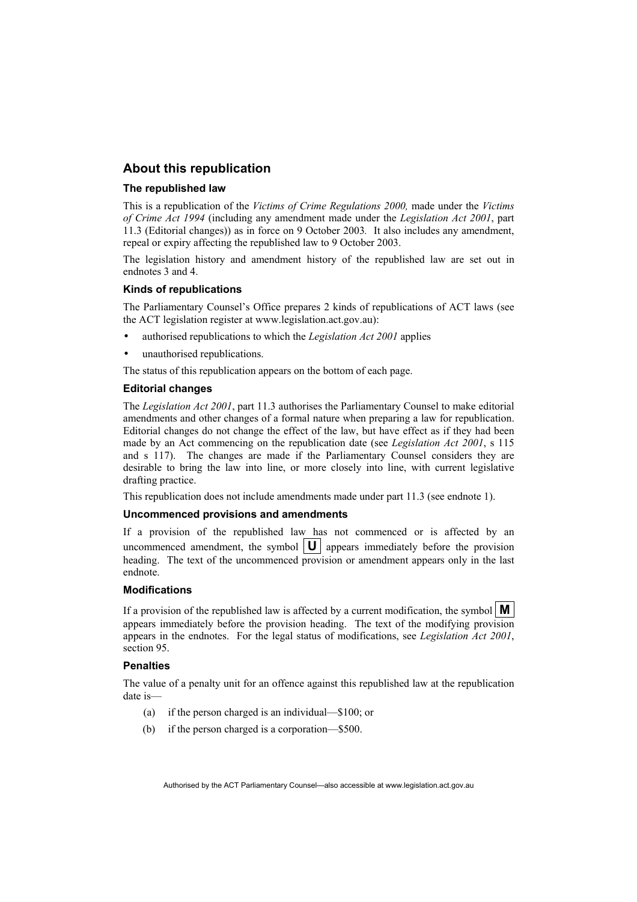## About this republication

### The republished law

This is a republication of the *Victims of Crime Regulations 2000,* made under the *Victims of Crime Act 1994* (including any amendment made under the *Legislation Act 2001*, part 11.3 (Editorial changes)) as in force on 9 October 2003*.* It also includes any amendment, repeal or expiry affecting the republished law to 9 October 2003.

The legislation history and amendment history of the republished law are set out in endnotes 3 and 4.

### Kinds of republications

The Parliamentary Counsel's Office prepares 2 kinds of republications of ACT laws (see the ACT legislation register at www.legislation.act.gov.au):

- authorised republications to which the *Legislation Act 2001* applies
- unauthorised republications.

The status of this republication appears on the bottom of each page.

### Editorial changes

The *Legislation Act 2001*, part 11.3 authorises the Parliamentary Counsel to make editorial amendments and other changes of a formal nature when preparing a law for republication. Editorial changes do not change the effect of the law, but have effect as if they had been made by an Act commencing on the republication date (see *Legislation Act 2001*, s 115 and s 117). The changes are made if the Parliamentary Counsel considers they are desirable to bring the law into line, or more closely into line, with current legislative drafting practice.

This republication does not include amendments made under part 11.3 (see endnote 1).

### Uncommenced provisions and amendments

If a provision of the republished law has not commenced or is affected by an uncommenced amendment, the symbol **U** appears immediately before the provision heading. The text of the uncommenced provision or amendment appears only in the last endnote.

### Modifications

If a provision of the republished law is affected by a current modification, the symbol **M** appears immediately before the provision heading. The text of the modifying provision appears in the endnotes. For the legal status of modifications, see *Legislation Act 2001*, section 95.

### Penalties

The value of a penalty unit for an offence against this republished law at the republication date is—

(a) if the person charged is an individual—$100; or

(b) if the person charged is a corporation—$500.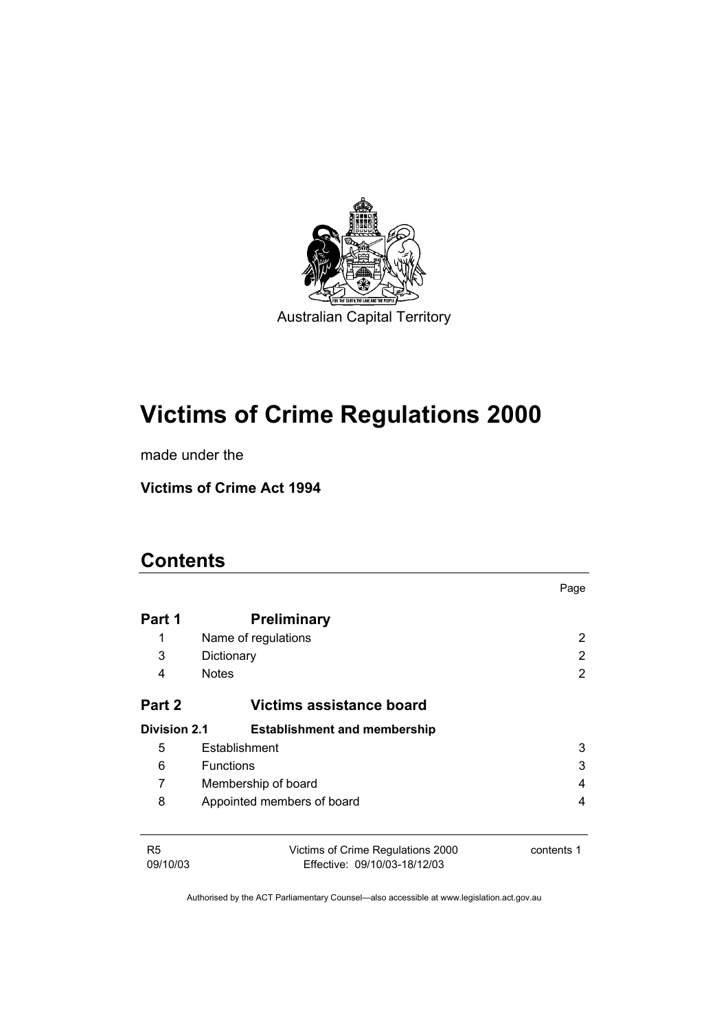Australian Capital Territory

# Victims of Crime Regulations 2000

made under the

**Victims of Crime Act 1994**

## Contents

| | | Page |
|---|---|---|
| **Part 1** | **Preliminary** | |
| 1 | Name of regulations | 2 |
| 3 | Dictionary | 2 |
| 4 | Notes | 2 |
| **Part 2** | **Victims assistance board** | |
| **Division 2.1** | **Establishment and membership** | |
| 5 | Establishment | 3 |
| 6 | Functions | 3 |
| 7 | Membership of board | 4 |
| 8 | Appointed members of board | 4 |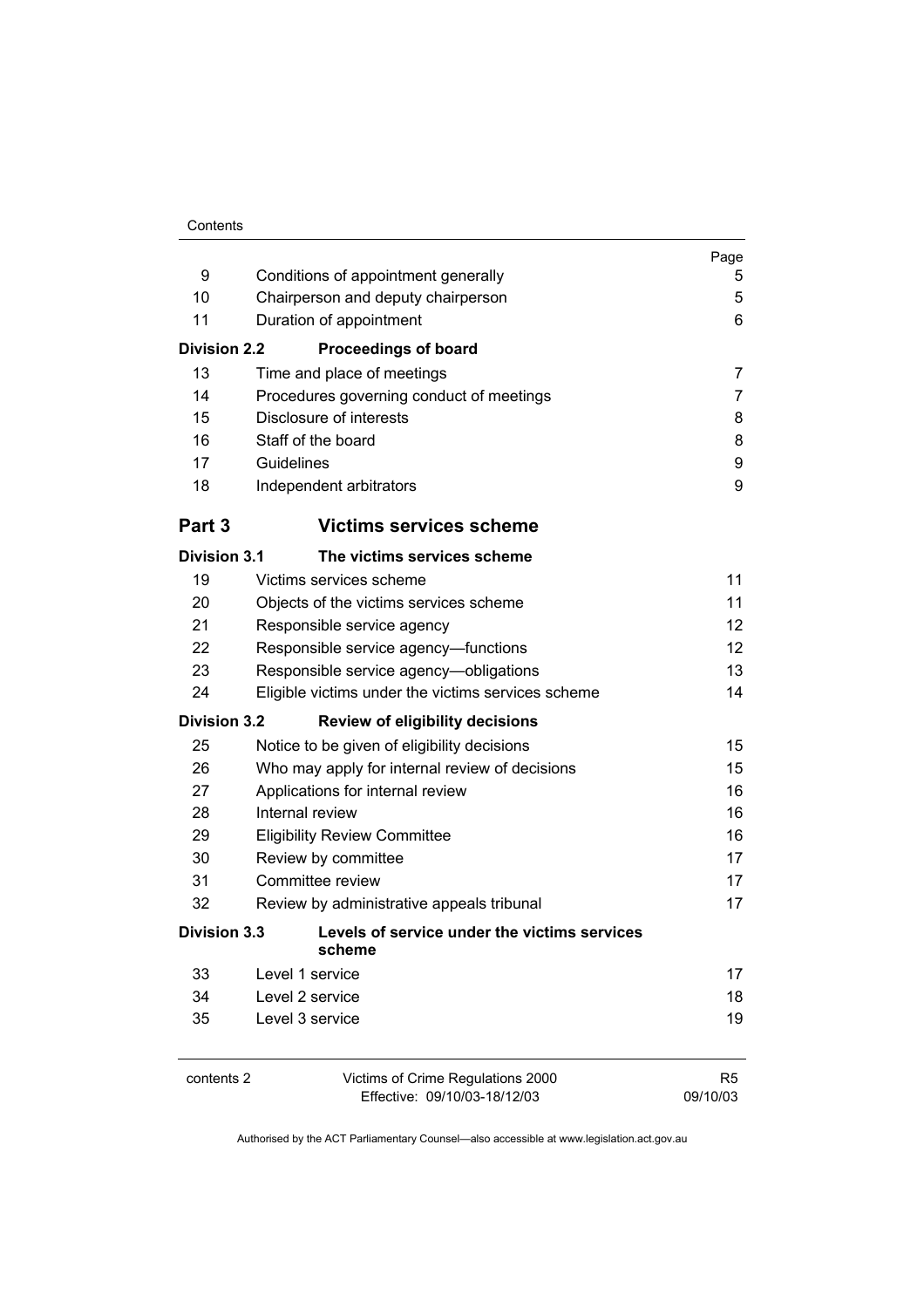| | | Page |
|---|---|---|
| 9 | Conditions of appointment generally | 5 |
| 10 | Chairperson and deputy chairperson | 5 |
| 11 | Duration of appointment | 6 |
| **Division 2.2** | **Proceedings of board** | |
| 13 | Time and place of meetings | 7 |
| 14 | Procedures governing conduct of meetings | 7 |
| 15 | Disclosure of interests | 8 |
| 16 | Staff of the board | 8 |
| 17 | Guidelines | 9 |
| 18 | Independent arbitrators | 9 |
| **Part 3** | **Victims services scheme** | |
| **Division 3.1** | **The victims services scheme** | |
| 19 | Victims services scheme | 11 |
| 20 | Objects of the victims services scheme | 11 |
| 21 | Responsible service agency | 12 |
| 22 | Responsible service agency—functions | 12 |
| 23 | Responsible service agency—obligations | 13 |
| 24 | Eligible victims under the victims services scheme | 14 |
| **Division 3.2** | **Review of eligibility decisions** | |
| 25 | Notice to be given of eligibility decisions | 15 |
| 26 | Who may apply for internal review of decisions | 15 |
| 27 | Applications for internal review | 16 |
| 28 | Internal review | 16 |
| 29 | Eligibility Review Committee | 16 |
| 30 | Review by committee | 17 |
| 31 | Committee review | 17 |
| 32 | Review by administrative appeals tribunal | 17 |
| **Division 3.3** | **Levels of service under the victims services scheme** | |
| 33 | Level 1 service | 17 |
| 34 | Level 2 service | 18 |
| 35 | Level 3 service | 19 |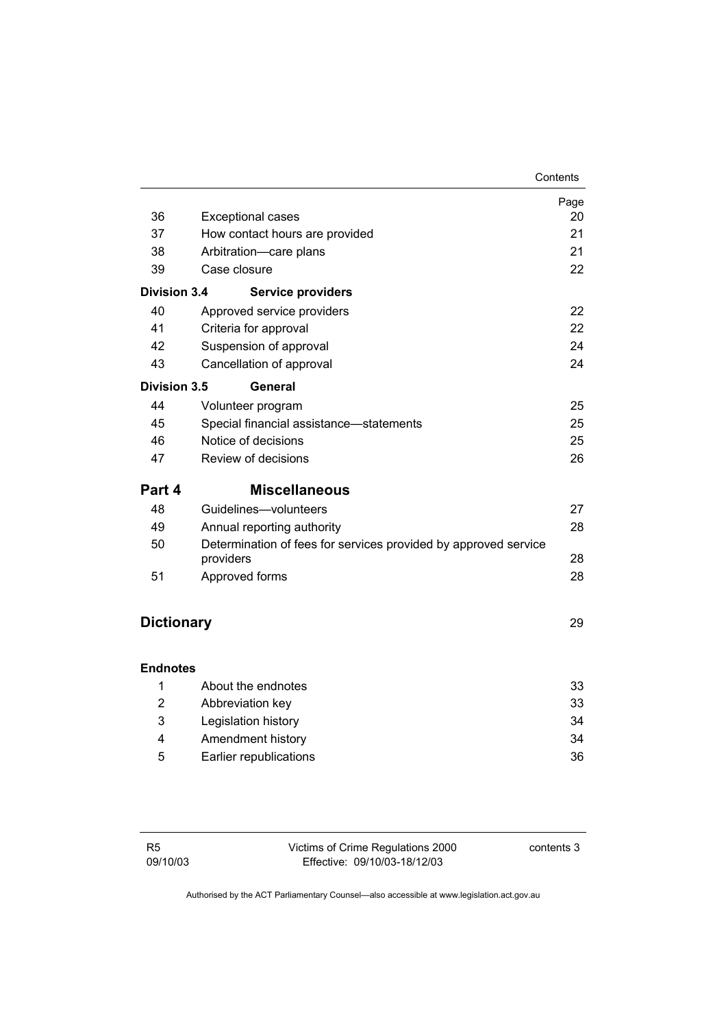| | | Page |
|---|---|---|
| 36 | Exceptional cases | 20 |
| 37 | How contact hours are provided | 21 |
| 38 | Arbitration—care plans | 21 |
| 39 | Case closure | 22 |
| **Division 3.4** | **Service providers** | |
| 40 | Approved service providers | 22 |
| 41 | Criteria for approval | 22 |
| 42 | Suspension of approval | 24 |
| 43 | Cancellation of approval | 24 |
| **Division 3.5** | **General** | |
| 44 | Volunteer program | 25 |
| 45 | Special financial assistance—statements | 25 |
| 46 | Notice of decisions | 25 |
| 47 | Review of decisions | 26 |
| **Part 4** | **Miscellaneous** | |
| 48 | Guidelines—volunteers | 27 |
| 49 | Annual reporting authority | 28 |
| 50 | Determination of fees for services provided by approved service providers | 28 |
| 51 | Approved forms | 28 |
| **Dictionary** | | 29 |
| **Endnotes** | | |
| 1 | About the endnotes | 33 |
| 2 | Abbreviation key | 33 |
| 3 | Legislation history | 34 |
| 4 | Amendment history | 34 |
| 5 | Earlier republications | 36 |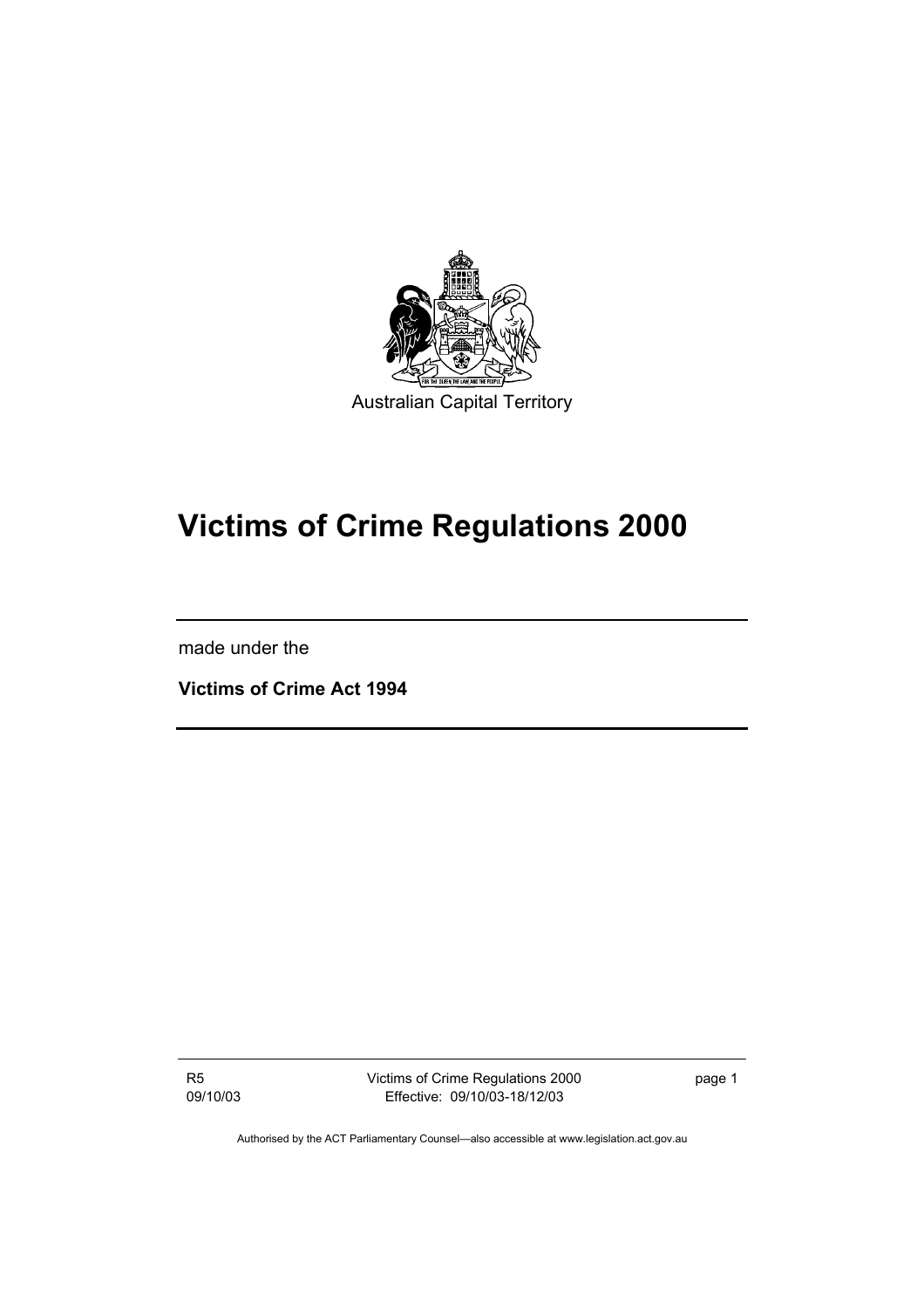Australian Capital Territory

# Victims of Crime Regulations 2000

made under the

**Victims of Crime Act 1994**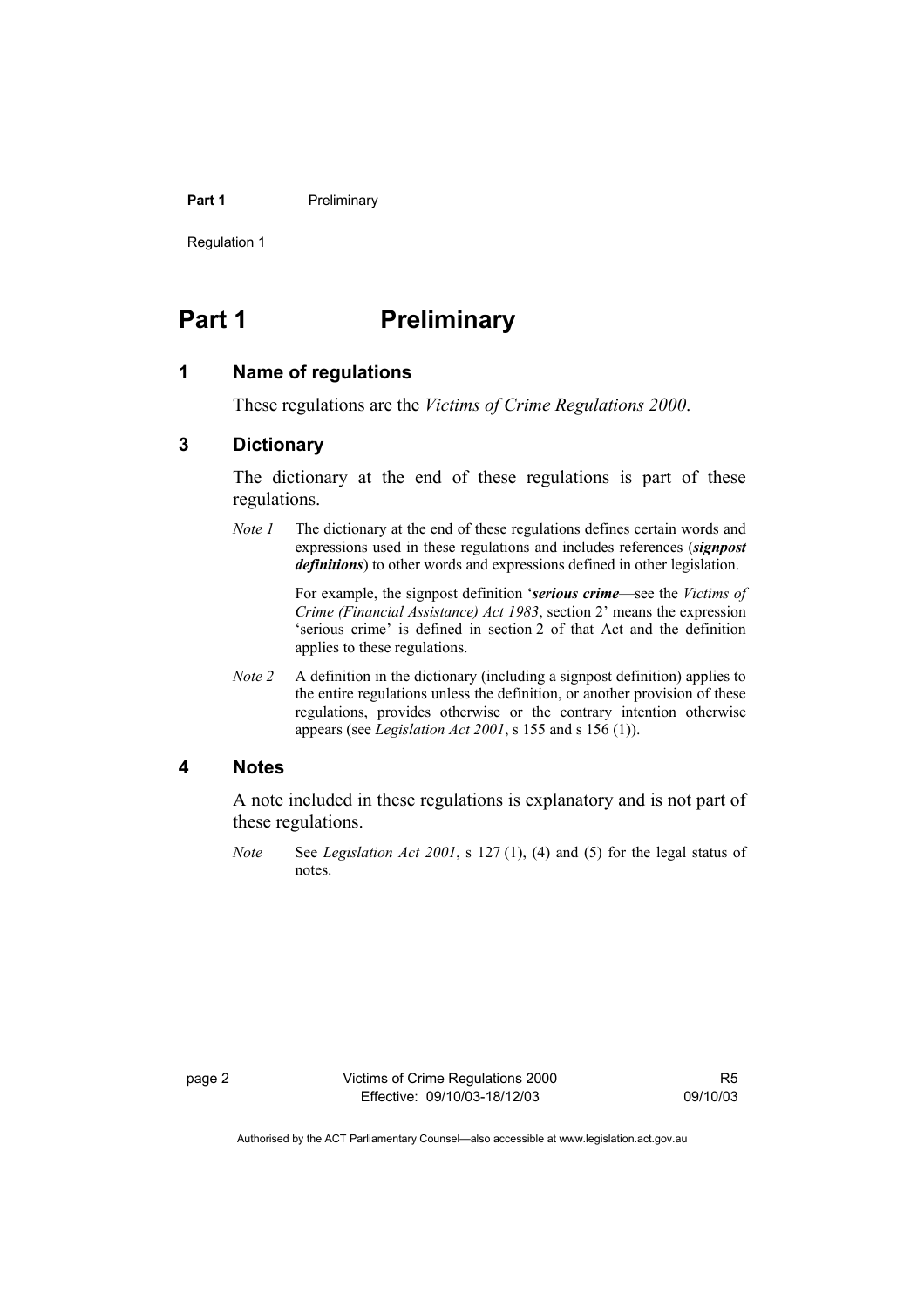# Part 1 Preliminary

## 1 Name of regulations

These regulations are the *Victims of Crime Regulations 2000*.

## 3 Dictionary

The dictionary at the end of these regulations is part of these regulations.

*Note 1* The dictionary at the end of these regulations defines certain words and expressions used in these regulations and includes references (***signpost definitions***) to other words and expressions defined in other legislation.

For example, the signpost definition '***serious crime***—see the *Victims of Crime (Financial Assistance) Act 1983*, section 2' means the expression 'serious crime' is defined in section 2 of that Act and the definition applies to these regulations.

*Note 2* A definition in the dictionary (including a signpost definition) applies to the entire regulations unless the definition, or another provision of these regulations, provides otherwise or the contrary intention otherwise appears (see *Legislation Act 2001*, s 155 and s 156 (1)).

## 4 Notes

A note included in these regulations is explanatory and is not part of these regulations.

*Note* See *Legislation Act 2001*, s 127 (1), (4) and (5) for the legal status of notes.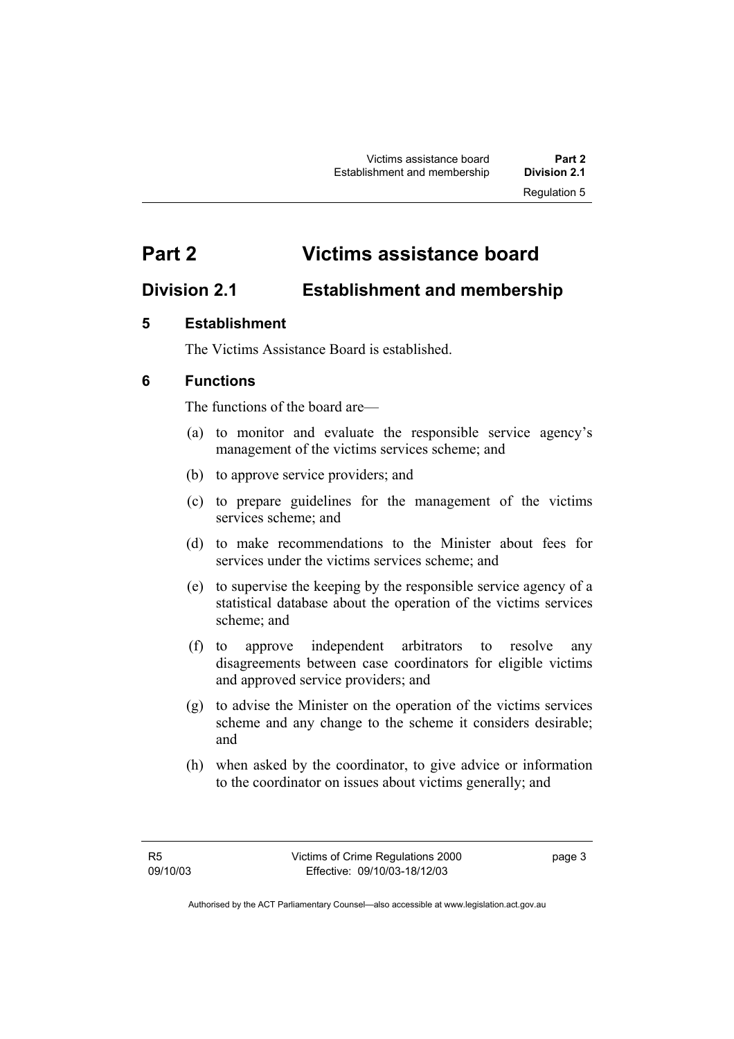# Part 2 Victims assistance board

## Division 2.1 Establishment and membership

### 5 Establishment

The Victims Assistance Board is established.

### 6 Functions

The functions of the board are—

(a) to monitor and evaluate the responsible service agency's management of the victims services scheme; and

(b) to approve service providers; and

(c) to prepare guidelines for the management of the victims services scheme; and

(d) to make recommendations to the Minister about fees for services under the victims services scheme; and

(e) to supervise the keeping by the responsible service agency of a statistical database about the operation of the victims services scheme; and

(f) to approve independent arbitrators to resolve any disagreements between case coordinators for eligible victims and approved service providers; and

(g) to advise the Minister on the operation of the victims services scheme and any change to the scheme it considers desirable; and

(h) when asked by the coordinator, to give advice or information to the coordinator on issues about victims generally; and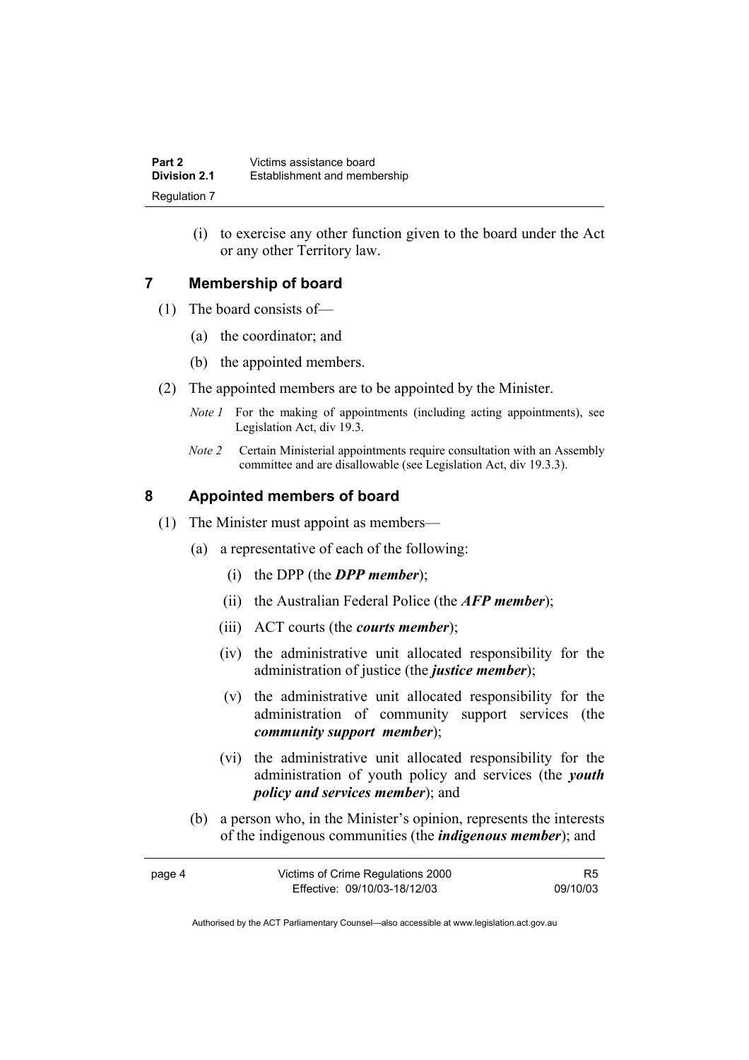(i) to exercise any other function given to the board under the Act or any other Territory law.

## 7 Membership of board

(1) The board consists of—

(a) the coordinator; and

(b) the appointed members.

(2) The appointed members are to be appointed by the Minister.

*Note 1* For the making of appointments (including acting appointments), see Legislation Act, div 19.3.

*Note 2* Certain Ministerial appointments require consultation with an Assembly committee and are disallowable (see Legislation Act, div 19.3.3).

## 8 Appointed members of board

(1) The Minister must appoint as members—

(a) a representative of each of the following:

(i) the DPP (the ***DPP member***);

(ii) the Australian Federal Police (the ***AFP member***);

(iii) ACT courts (the ***courts member***);

(iv) the administrative unit allocated responsibility for the administration of justice (the ***justice member***);

(v) the administrative unit allocated responsibility for the administration of community support services (the ***community support member***);

(vi) the administrative unit allocated responsibility for the administration of youth policy and services (the ***youth policy and services member***); and

(b) a person who, in the Minister's opinion, represents the interests of the indigenous communities (the ***indigenous member***); and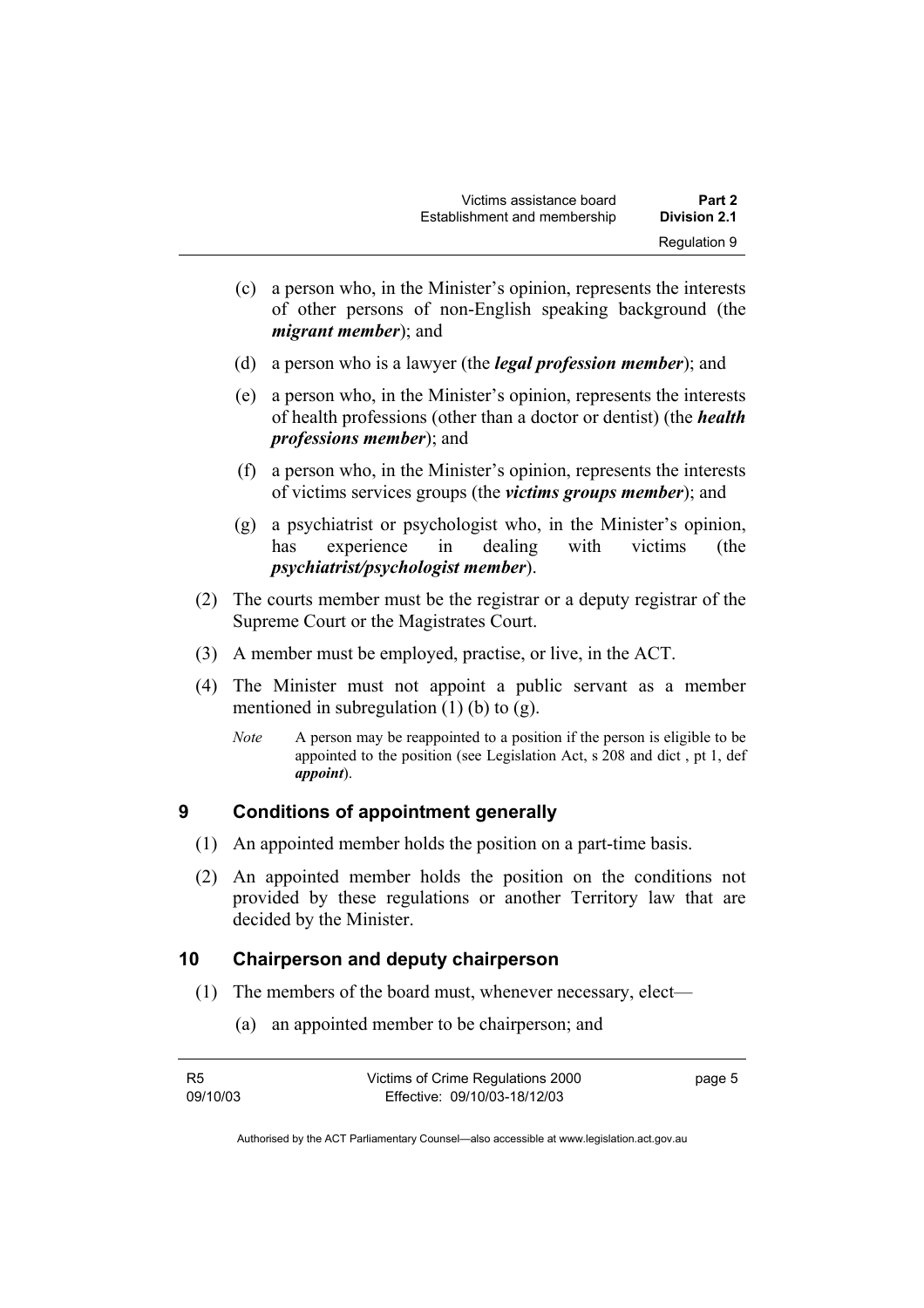(c) a person who, in the Minister's opinion, represents the interests of other persons of non-English speaking background (the ***migrant member***); and

(d) a person who is a lawyer (the ***legal profession member***); and

(e) a person who, in the Minister's opinion, represents the interests of health professions (other than a doctor or dentist) (the ***health professions member***); and

(f) a person who, in the Minister's opinion, represents the interests of victims services groups (the ***victims groups member***); and

(g) a psychiatrist or psychologist who, in the Minister's opinion, has experience in dealing with victims (the ***psychiatrist/psychologist member***).

(2) The courts member must be the registrar or a deputy registrar of the Supreme Court or the Magistrates Court.

(3) A member must be employed, practise, or live, in the ACT.

(4) The Minister must not appoint a public servant as a member mentioned in subregulation (1) (b) to (g).

*Note* A person may be reappointed to a position if the person is eligible to be appointed to the position (see Legislation Act, s 208 and dict , pt 1, def ***appoint***).

## 9 Conditions of appointment generally

(1) An appointed member holds the position on a part-time basis.

(2) An appointed member holds the position on the conditions not provided by these regulations or another Territory law that are decided by the Minister.

## 10 Chairperson and deputy chairperson

(1) The members of the board must, whenever necessary, elect—

(a) an appointed member to be chairperson; and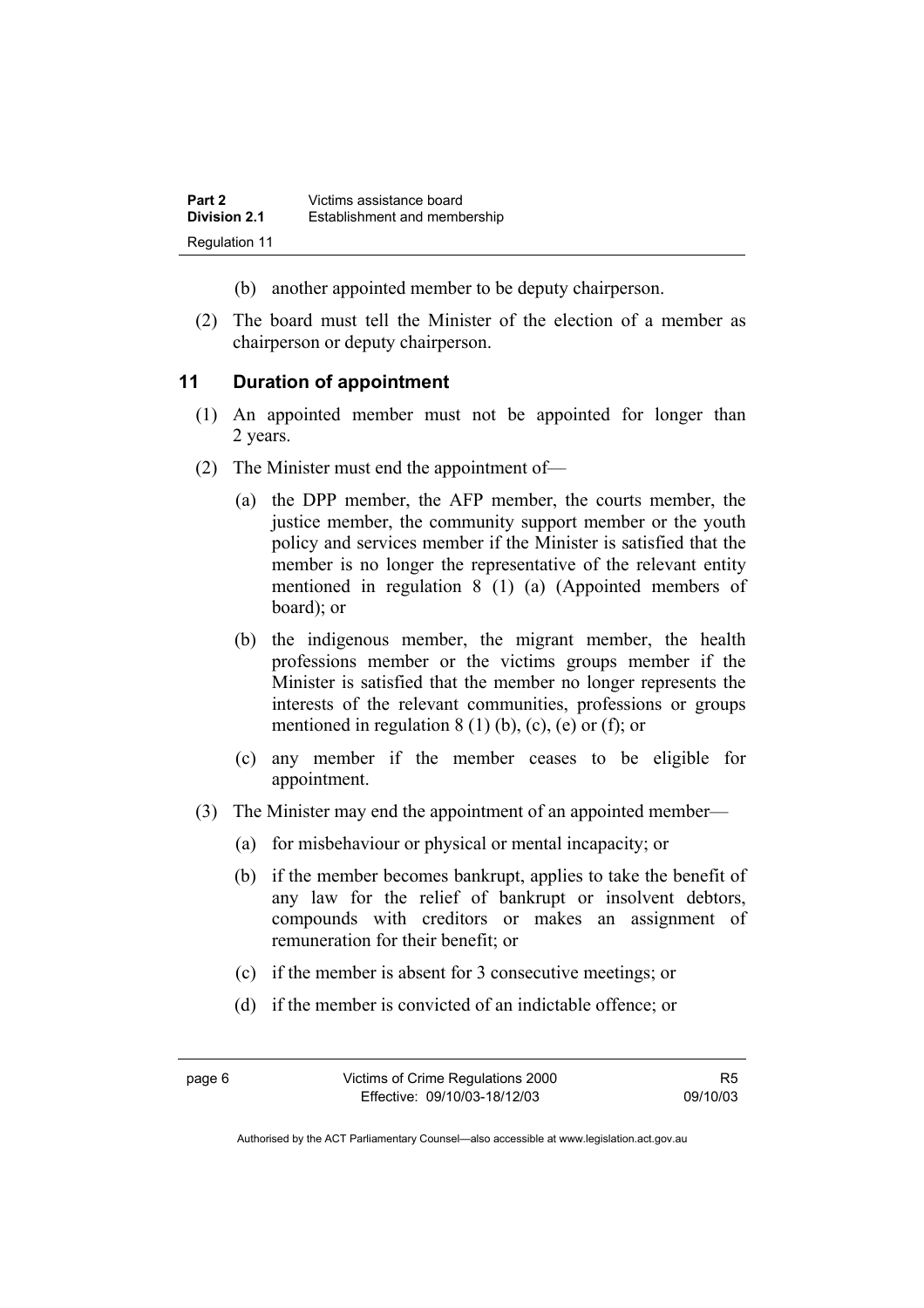(b) another appointed member to be deputy chairperson.

(2) The board must tell the Minister of the election of a member as chairperson or deputy chairperson.

## 11 Duration of appointment

(1) An appointed member must not be appointed for longer than 2 years.

(2) The Minister must end the appointment of—

(a) the DPP member, the AFP member, the courts member, the justice member, the community support member or the youth policy and services member if the Minister is satisfied that the member is no longer the representative of the relevant entity mentioned in regulation 8 (1) (a) (Appointed members of board); or

(b) the indigenous member, the migrant member, the health professions member or the victims groups member if the Minister is satisfied that the member no longer represents the interests of the relevant communities, professions or groups mentioned in regulation 8 (1) (b), (c), (e) or (f); or

(c) any member if the member ceases to be eligible for appointment.

(3) The Minister may end the appointment of an appointed member—

(a) for misbehaviour or physical or mental incapacity; or

(b) if the member becomes bankrupt, applies to take the benefit of any law for the relief of bankrupt or insolvent debtors, compounds with creditors or makes an assignment of remuneration for their benefit; or

(c) if the member is absent for 3 consecutive meetings; or

(d) if the member is convicted of an indictable offence; or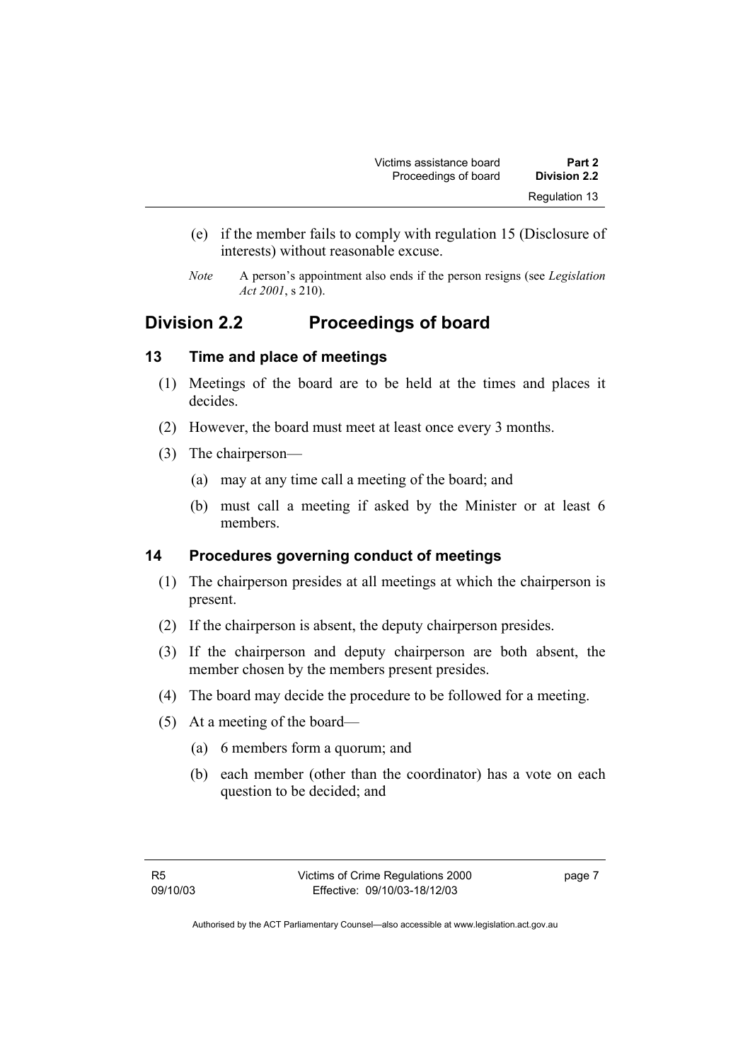(e) if the member fails to comply with regulation 15 (Disclosure of interests) without reasonable excuse.

*Note* A person's appointment also ends if the person resigns (see *Legislation Act 2001*, s 210).

## Division 2.2 Proceedings of board

### 13 Time and place of meetings

(1) Meetings of the board are to be held at the times and places it decides.

(2) However, the board must meet at least once every 3 months.

(3) The chairperson—

(a) may at any time call a meeting of the board; and

(b) must call a meeting if asked by the Minister or at least 6 members.

### 14 Procedures governing conduct of meetings

(1) The chairperson presides at all meetings at which the chairperson is present.

(2) If the chairperson is absent, the deputy chairperson presides.

(3) If the chairperson and deputy chairperson are both absent, the member chosen by the members present presides.

(4) The board may decide the procedure to be followed for a meeting.

(5) At a meeting of the board—

(a) 6 members form a quorum; and

(b) each member (other than the coordinator) has a vote on each question to be decided; and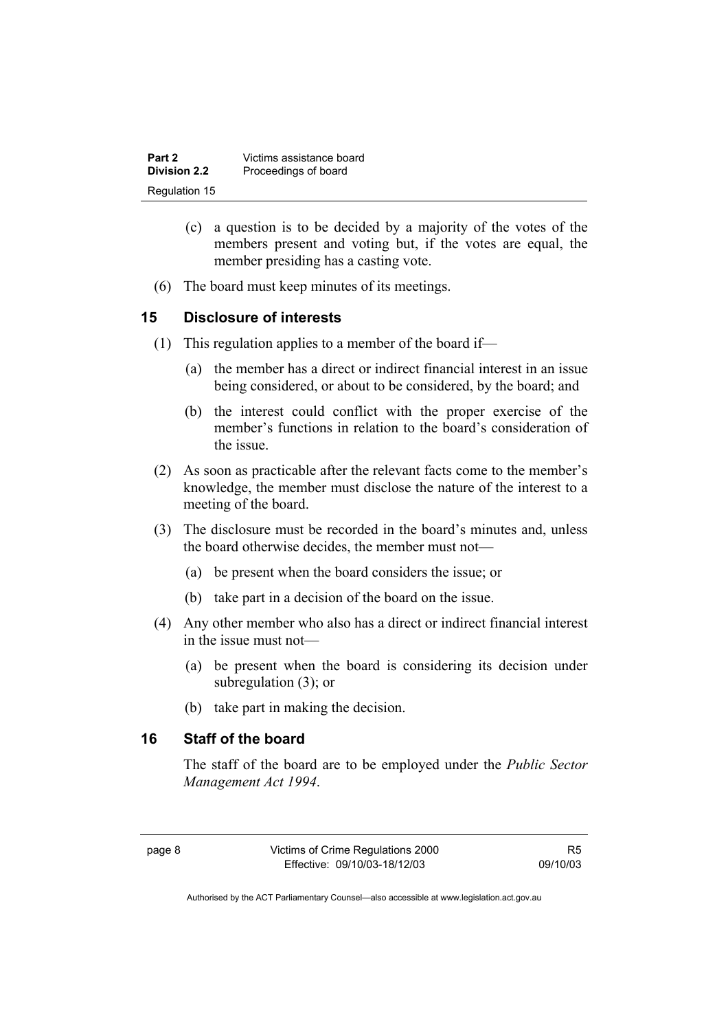(c) a question is to be decided by a majority of the votes of the members present and voting but, if the votes are equal, the member presiding has a casting vote.

(6) The board must keep minutes of its meetings.

## 15 Disclosure of interests

(1) This regulation applies to a member of the board if—

(a) the member has a direct or indirect financial interest in an issue being considered, or about to be considered, by the board; and

(b) the interest could conflict with the proper exercise of the member's functions in relation to the board's consideration of the issue.

(2) As soon as practicable after the relevant facts come to the member's knowledge, the member must disclose the nature of the interest to a meeting of the board.

(3) The disclosure must be recorded in the board's minutes and, unless the board otherwise decides, the member must not—

(a) be present when the board considers the issue; or

(b) take part in a decision of the board on the issue.

(4) Any other member who also has a direct or indirect financial interest in the issue must not—

(a) be present when the board is considering its decision under subregulation (3); or

(b) take part in making the decision.

## 16 Staff of the board

The staff of the board are to be employed under the *Public Sector Management Act 1994*.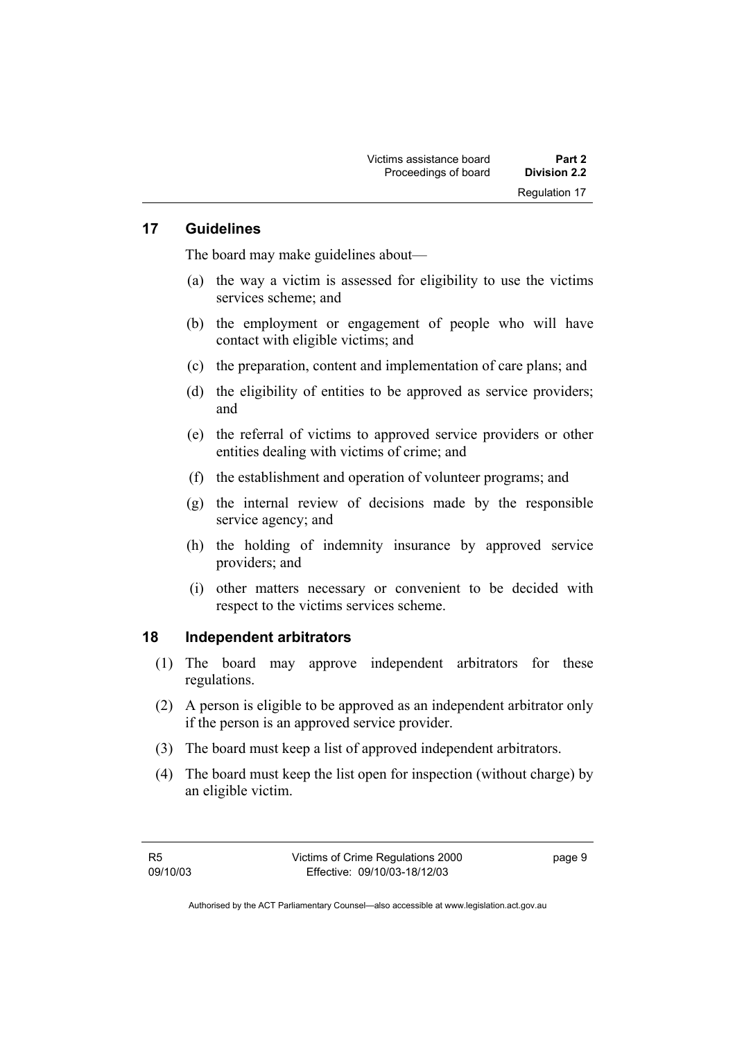## 17 Guidelines

The board may make guidelines about—

(a) the way a victim is assessed for eligibility to use the victims services scheme; and

(b) the employment or engagement of people who will have contact with eligible victims; and

(c) the preparation, content and implementation of care plans; and

(d) the eligibility of entities to be approved as service providers; and

(e) the referral of victims to approved service providers or other entities dealing with victims of crime; and

(f) the establishment and operation of volunteer programs; and

(g) the internal review of decisions made by the responsible service agency; and

(h) the holding of indemnity insurance by approved service providers; and

(i) other matters necessary or convenient to be decided with respect to the victims services scheme.

## 18 Independent arbitrators

(1) The board may approve independent arbitrators for these regulations.

(2) A person is eligible to be approved as an independent arbitrator only if the person is an approved service provider.

(3) The board must keep a list of approved independent arbitrators.

(4) The board must keep the list open for inspection (without charge) by an eligible victim.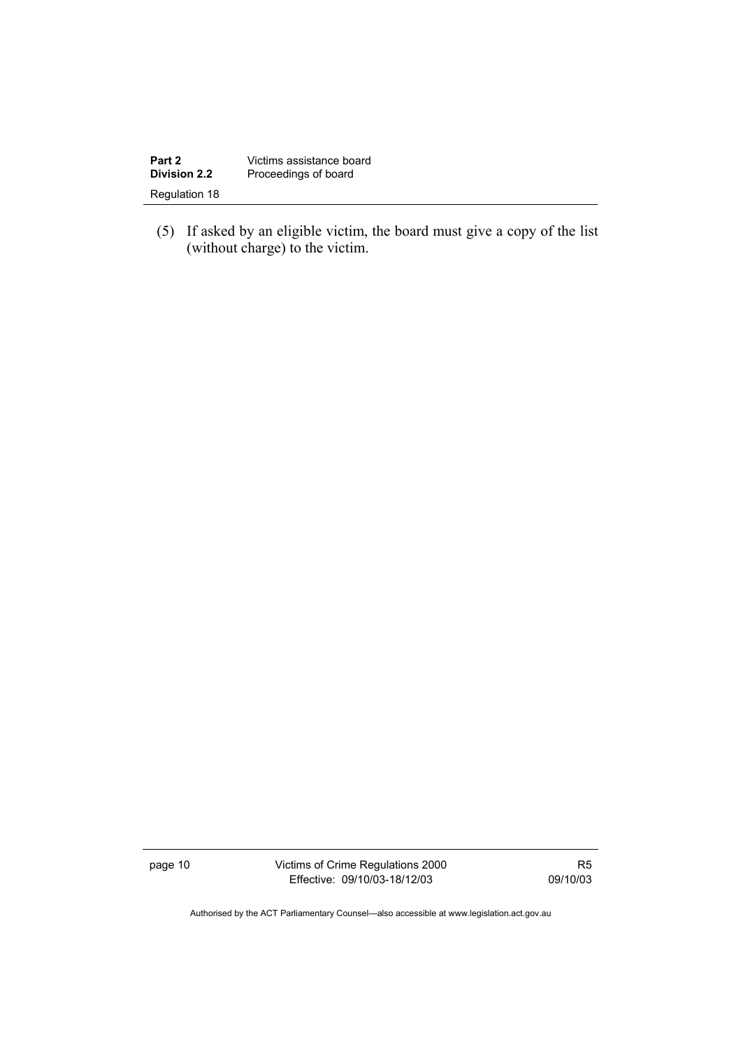(5) If asked by an eligible victim, the board must give a copy of the list (without charge) to the victim.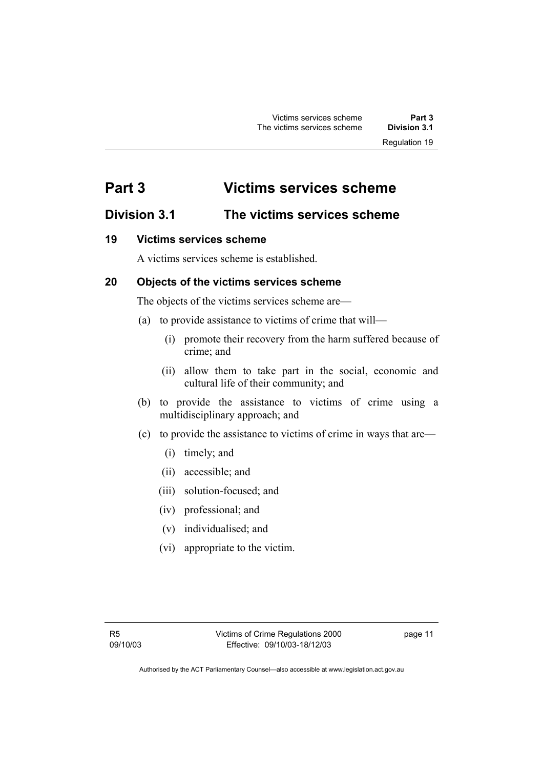# Part 3 Victims services scheme

## Division 3.1 The victims services scheme

### 19 Victims services scheme

A victims services scheme is established.

### 20 Objects of the victims services scheme

The objects of the victims services scheme are—

(a) to provide assistance to victims of crime that will—

  (i) promote their recovery from the harm suffered because of crime; and

  (ii) allow them to take part in the social, economic and cultural life of their community; and

(b) to provide the assistance to victims of crime using a multidisciplinary approach; and

(c) to provide the assistance to victims of crime in ways that are—

  (i) timely; and

  (ii) accessible; and

  (iii) solution-focused; and

  (iv) professional; and

  (v) individualised; and

  (vi) appropriate to the victim.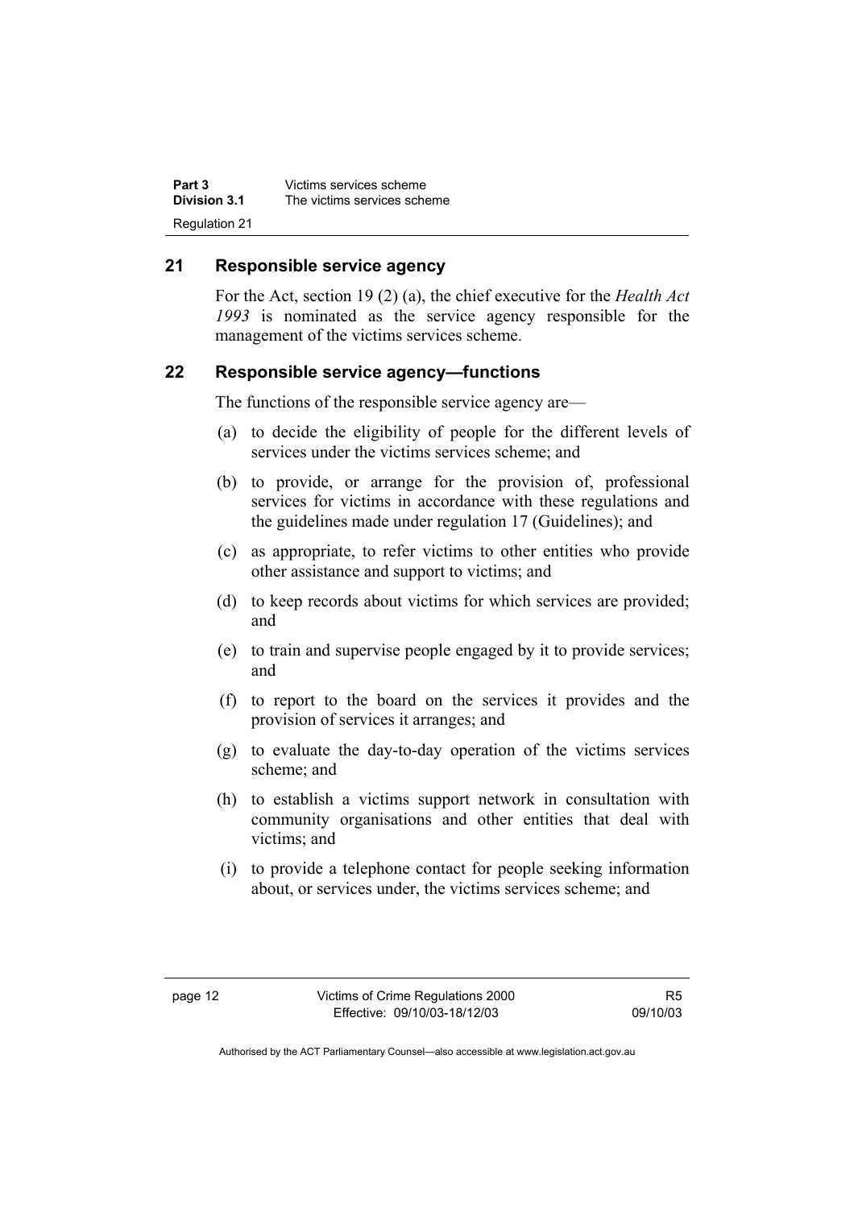## 21 Responsible service agency

For the Act, section 19 (2) (a), the chief executive for the *Health Act 1993* is nominated as the service agency responsible for the management of the victims services scheme.

## 22 Responsible service agency—functions

The functions of the responsible service agency are—

(a) to decide the eligibility of people for the different levels of services under the victims services scheme; and

(b) to provide, or arrange for the provision of, professional services for victims in accordance with these regulations and the guidelines made under regulation 17 (Guidelines); and

(c) as appropriate, to refer victims to other entities who provide other assistance and support to victims; and

(d) to keep records about victims for which services are provided; and

(e) to train and supervise people engaged by it to provide services; and

(f) to report to the board on the services it provides and the provision of services it arranges; and

(g) to evaluate the day-to-day operation of the victims services scheme; and

(h) to establish a victims support network in consultation with community organisations and other entities that deal with victims; and

(i) to provide a telephone contact for people seeking information about, or services under, the victims services scheme; and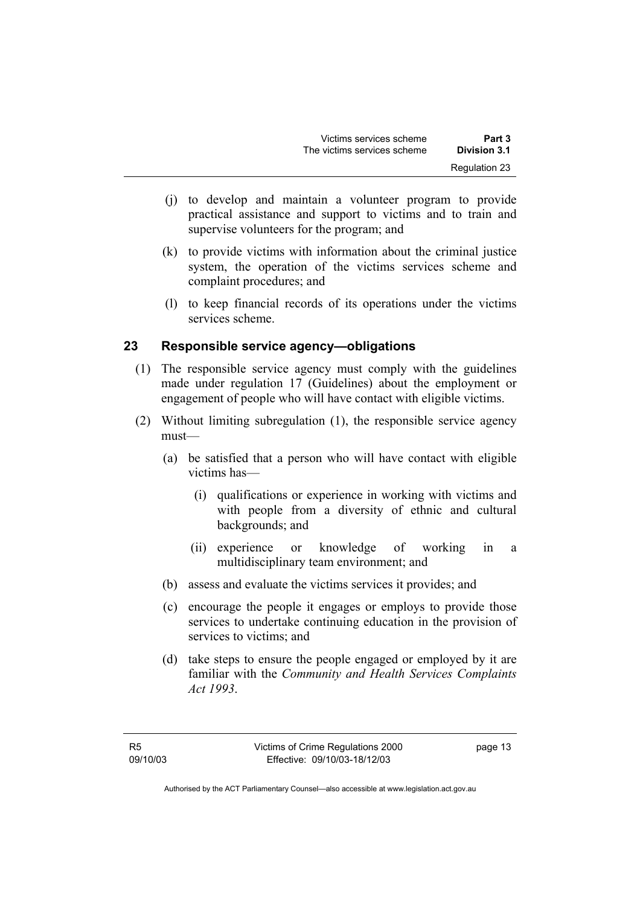(j) to develop and maintain a volunteer program to provide practical assistance and support to victims and to train and supervise volunteers for the program; and

(k) to provide victims with information about the criminal justice system, the operation of the victims services scheme and complaint procedures; and

(l) to keep financial records of its operations under the victims services scheme.

## 23 Responsible service agency—obligations

(1) The responsible service agency must comply with the guidelines made under regulation 17 (Guidelines) about the employment or engagement of people who will have contact with eligible victims.

(2) Without limiting subregulation (1), the responsible service agency must—

(a) be satisfied that a person who will have contact with eligible victims has—

(i) qualifications or experience in working with victims and with people from a diversity of ethnic and cultural backgrounds; and

(ii) experience or knowledge of working in a multidisciplinary team environment; and

(b) assess and evaluate the victims services it provides; and

(c) encourage the people it engages or employs to provide those services to undertake continuing education in the provision of services to victims; and

(d) take steps to ensure the people engaged or employed by it are familiar with the *Community and Health Services Complaints Act 1993*.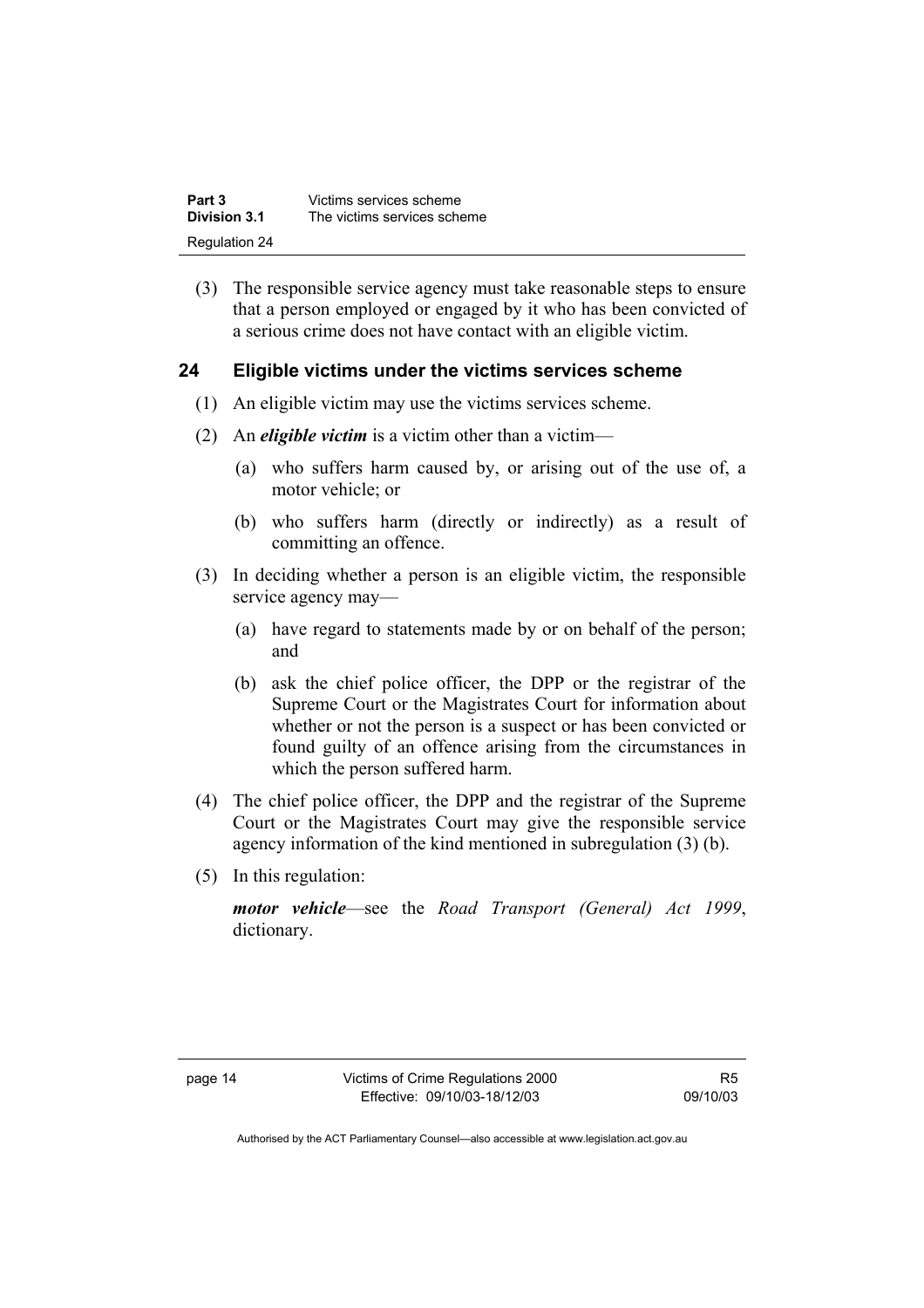(3) The responsible service agency must take reasonable steps to ensure that a person employed or engaged by it who has been convicted of a serious crime does not have contact with an eligible victim.

## 24 Eligible victims under the victims services scheme

(1) An eligible victim may use the victims services scheme.

(2) An ***eligible victim*** is a victim other than a victim—

(a) who suffers harm caused by, or arising out of the use of, a motor vehicle; or

(b) who suffers harm (directly or indirectly) as a result of committing an offence.

(3) In deciding whether a person is an eligible victim, the responsible service agency may—

(a) have regard to statements made by or on behalf of the person; and

(b) ask the chief police officer, the DPP or the registrar of the Supreme Court or the Magistrates Court for information about whether or not the person is a suspect or has been convicted or found guilty of an offence arising from the circumstances in which the person suffered harm.

(4) The chief police officer, the DPP and the registrar of the Supreme Court or the Magistrates Court may give the responsible service agency information of the kind mentioned in subregulation (3) (b).

(5) In this regulation:

***motor vehicle***—see the *Road Transport (General) Act 1999*, dictionary.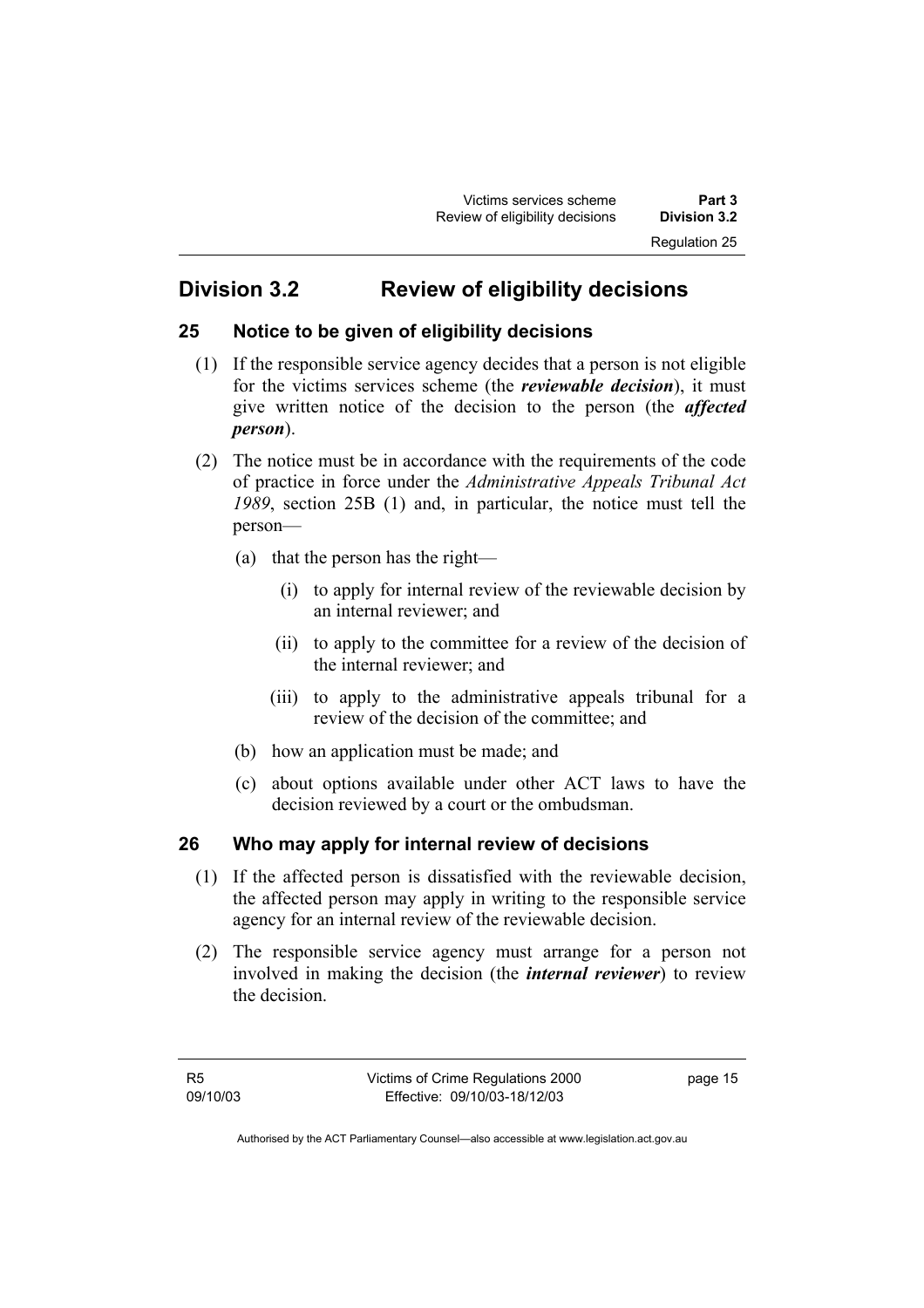## Division 3.2 Review of eligibility decisions

### 25 Notice to be given of eligibility decisions

(1) If the responsible service agency decides that a person is not eligible for the victims services scheme (the ***reviewable decision***), it must give written notice of the decision to the person (the ***affected person***).

(2) The notice must be in accordance with the requirements of the code of practice in force under the *Administrative Appeals Tribunal Act 1989*, section 25B (1) and, in particular, the notice must tell the person—

(a) that the person has the right—

(i) to apply for internal review of the reviewable decision by an internal reviewer; and

(ii) to apply to the committee for a review of the decision of the internal reviewer; and

(iii) to apply to the administrative appeals tribunal for a review of the decision of the committee; and

(b) how an application must be made; and

(c) about options available under other ACT laws to have the decision reviewed by a court or the ombudsman.

### 26 Who may apply for internal review of decisions

(1) If the affected person is dissatisfied with the reviewable decision, the affected person may apply in writing to the responsible service agency for an internal review of the reviewable decision.

(2) The responsible service agency must arrange for a person not involved in making the decision (the ***internal reviewer***) to review the decision.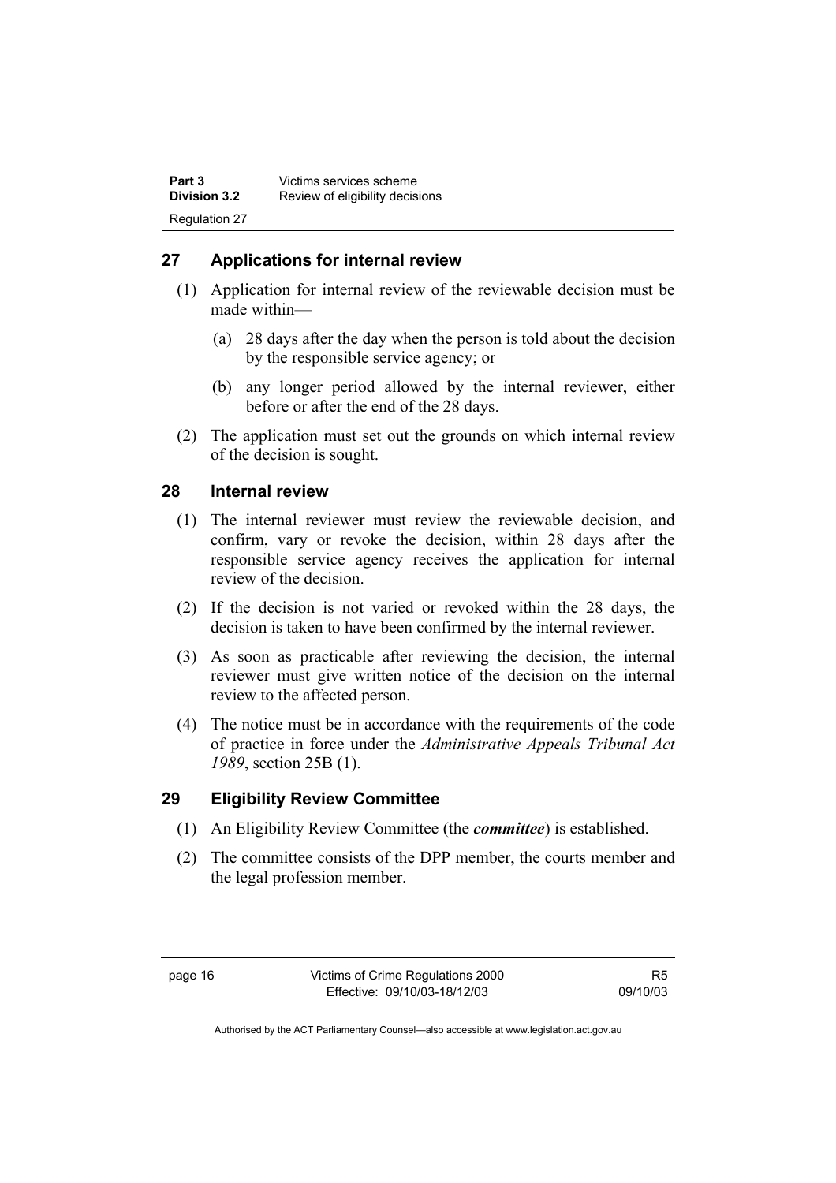## 27 Applications for internal review

(1) Application for internal review of the reviewable decision must be made within—

(a) 28 days after the day when the person is told about the decision by the responsible service agency; or

(b) any longer period allowed by the internal reviewer, either before or after the end of the 28 days.

(2) The application must set out the grounds on which internal review of the decision is sought.

## 28 Internal review

(1) The internal reviewer must review the reviewable decision, and confirm, vary or revoke the decision, within 28 days after the responsible service agency receives the application for internal review of the decision.

(2) If the decision is not varied or revoked within the 28 days, the decision is taken to have been confirmed by the internal reviewer.

(3) As soon as practicable after reviewing the decision, the internal reviewer must give written notice of the decision on the internal review to the affected person.

(4) The notice must be in accordance with the requirements of the code of practice in force under the *Administrative Appeals Tribunal Act 1989*, section 25B (1).

## 29 Eligibility Review Committee

(1) An Eligibility Review Committee (the ***committee***) is established.

(2) The committee consists of the DPP member, the courts member and the legal profession member.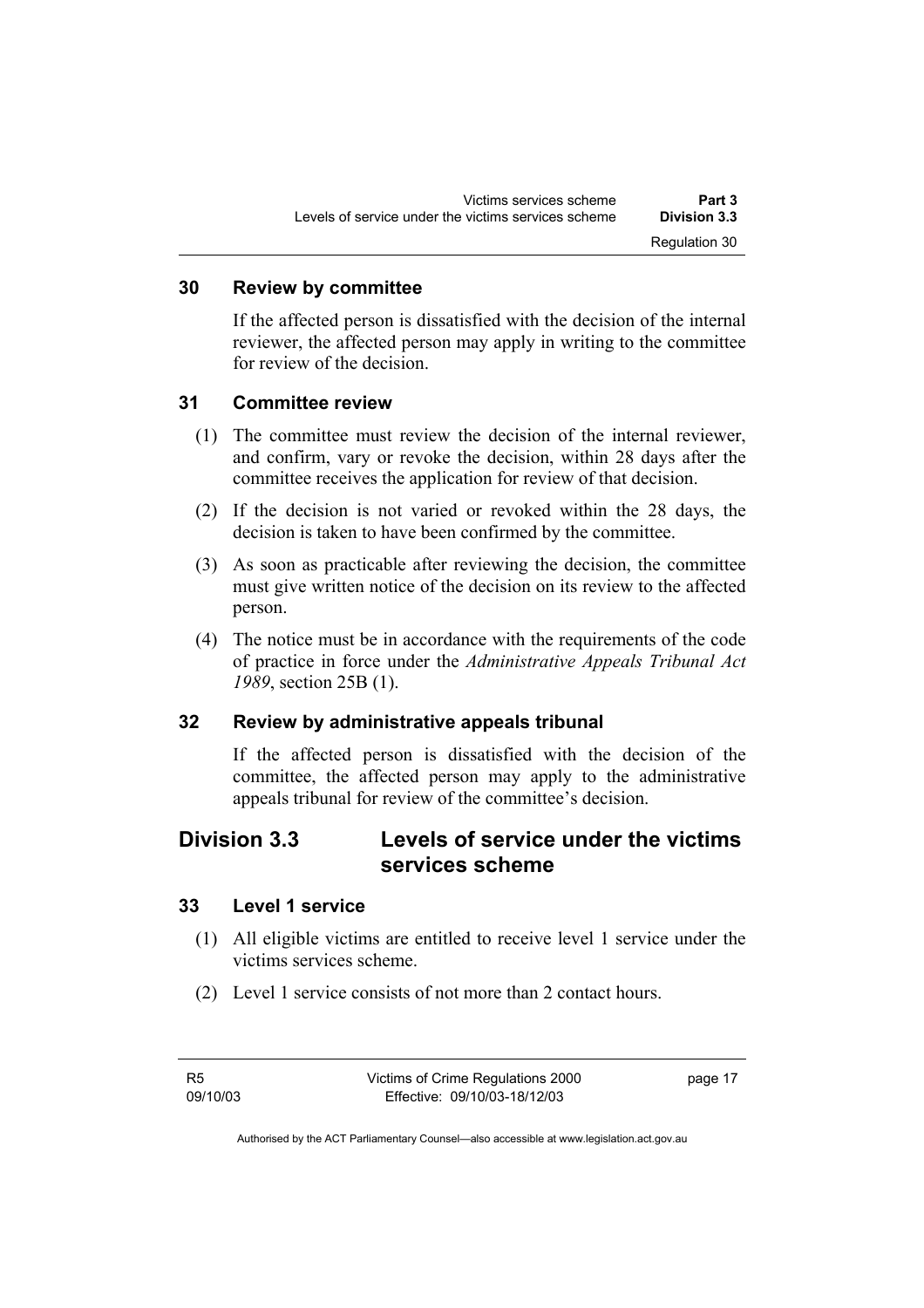### 30 Review by committee

If the affected person is dissatisfied with the decision of the internal reviewer, the affected person may apply in writing to the committee for review of the decision.

### 31 Committee review

(1) The committee must review the decision of the internal reviewer, and confirm, vary or revoke the decision, within 28 days after the committee receives the application for review of that decision.

(2) If the decision is not varied or revoked within the 28 days, the decision is taken to have been confirmed by the committee.

(3) As soon as practicable after reviewing the decision, the committee must give written notice of the decision on its review to the affected person.

(4) The notice must be in accordance with the requirements of the code of practice in force under the *Administrative Appeals Tribunal Act 1989*, section 25B (1).

### 32 Review by administrative appeals tribunal

If the affected person is dissatisfied with the decision of the committee, the affected person may apply to the administrative appeals tribunal for review of the committee's decision.

## Division 3.3 Levels of service under the victims services scheme

### 33 Level 1 service

(1) All eligible victims are entitled to receive level 1 service under the victims services scheme.

(2) Level 1 service consists of not more than 2 contact hours.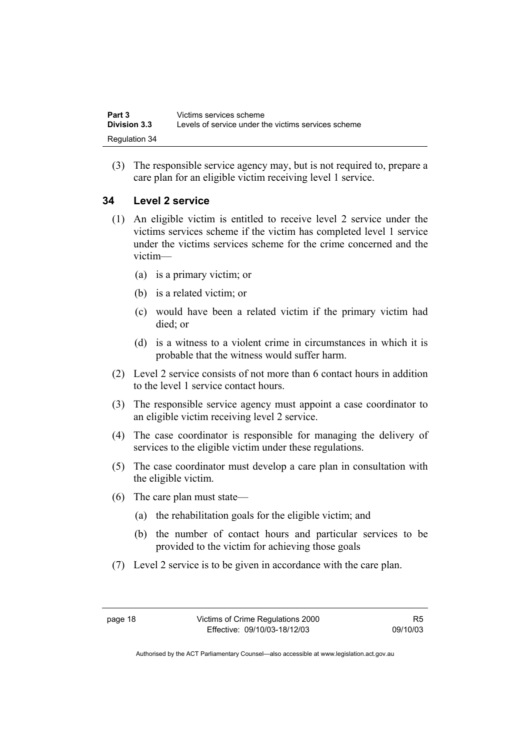(3) The responsible service agency may, but is not required to, prepare a care plan for an eligible victim receiving level 1 service.

## 34 Level 2 service

(1) An eligible victim is entitled to receive level 2 service under the victims services scheme if the victim has completed level 1 service under the victims services scheme for the crime concerned and the victim—

(a) is a primary victim; or

(b) is a related victim; or

(c) would have been a related victim if the primary victim had died; or

(d) is a witness to a violent crime in circumstances in which it is probable that the witness would suffer harm.

(2) Level 2 service consists of not more than 6 contact hours in addition to the level 1 service contact hours.

(3) The responsible service agency must appoint a case coordinator to an eligible victim receiving level 2 service.

(4) The case coordinator is responsible for managing the delivery of services to the eligible victim under these regulations.

(5) The case coordinator must develop a care plan in consultation with the eligible victim.

(6) The care plan must state—

(a) the rehabilitation goals for the eligible victim; and

(b) the number of contact hours and particular services to be provided to the victim for achieving those goals

(7) Level 2 service is to be given in accordance with the care plan.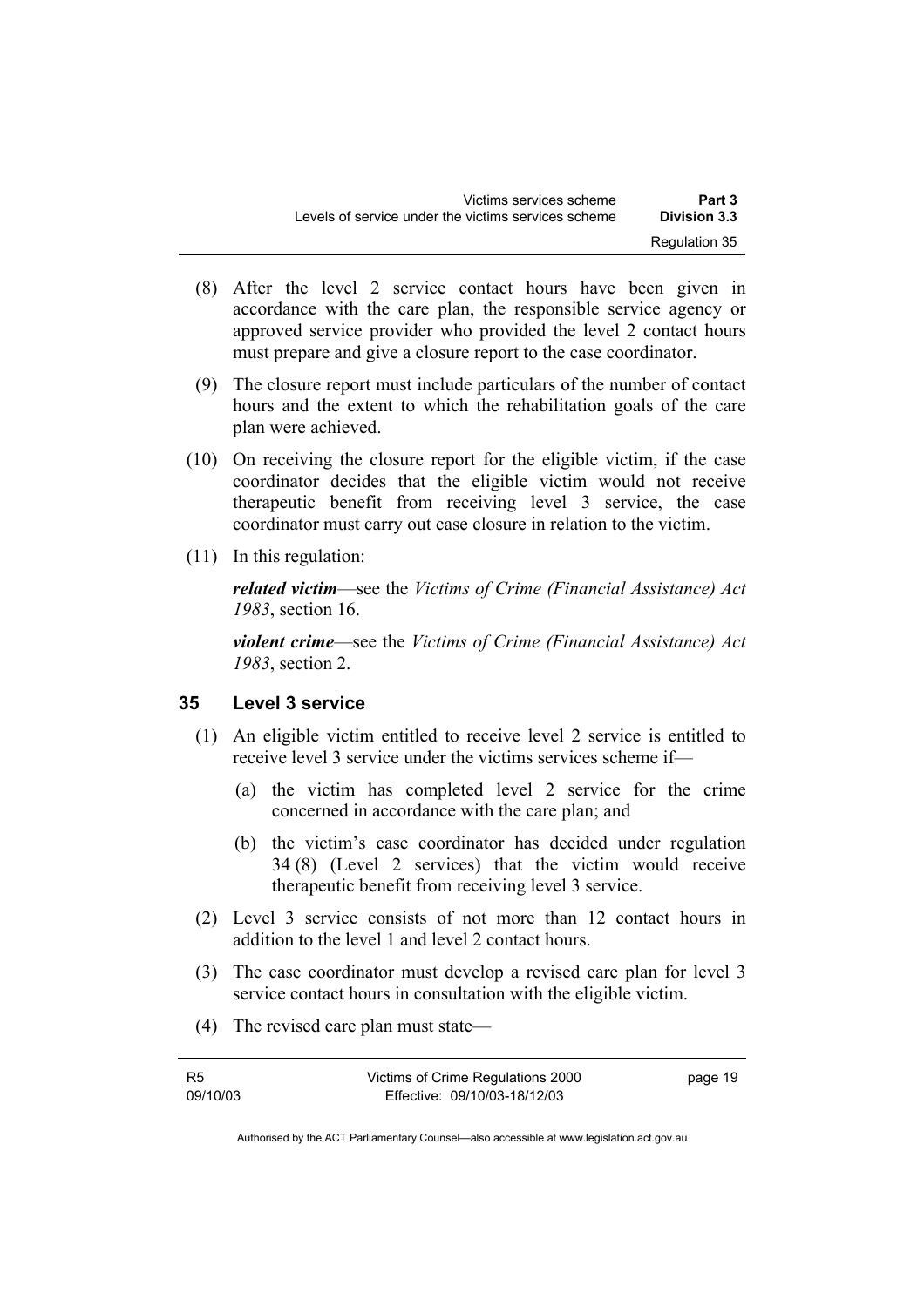(8) After the level 2 service contact hours have been given in accordance with the care plan, the responsible service agency or approved service provider who provided the level 2 contact hours must prepare and give a closure report to the case coordinator.

(9) The closure report must include particulars of the number of contact hours and the extent to which the rehabilitation goals of the care plan were achieved.

(10) On receiving the closure report for the eligible victim, if the case coordinator decides that the eligible victim would not receive therapeutic benefit from receiving level 3 service, the case coordinator must carry out case closure in relation to the victim.

(11) In this regulation:

***related victim***—see the *Victims of Crime (Financial Assistance) Act 1983*, section 16.

***violent crime***—see the *Victims of Crime (Financial Assistance) Act 1983*, section 2.

## 35 Level 3 service

(1) An eligible victim entitled to receive level 2 service is entitled to receive level 3 service under the victims services scheme if—

(a) the victim has completed level 2 service for the crime concerned in accordance with the care plan; and

(b) the victim's case coordinator has decided under regulation 34 (8) (Level 2 services) that the victim would receive therapeutic benefit from receiving level 3 service.

(2) Level 3 service consists of not more than 12 contact hours in addition to the level 1 and level 2 contact hours.

(3) The case coordinator must develop a revised care plan for level 3 service contact hours in consultation with the eligible victim.

(4) The revised care plan must state—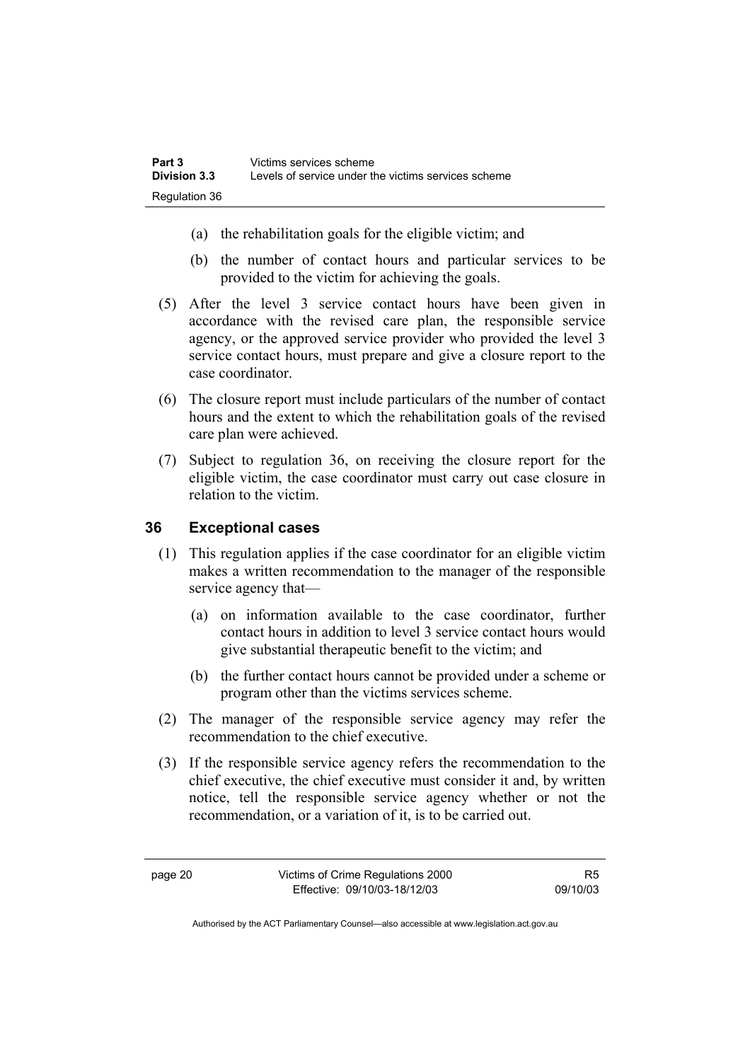(a) the rehabilitation goals for the eligible victim; and

(b) the number of contact hours and particular services to be provided to the victim for achieving the goals.

(5) After the level 3 service contact hours have been given in accordance with the revised care plan, the responsible service agency, or the approved service provider who provided the level 3 service contact hours, must prepare and give a closure report to the case coordinator.

(6) The closure report must include particulars of the number of contact hours and the extent to which the rehabilitation goals of the revised care plan were achieved.

(7) Subject to regulation 36, on receiving the closure report for the eligible victim, the case coordinator must carry out case closure in relation to the victim.

## 36 Exceptional cases

(1) This regulation applies if the case coordinator for an eligible victim makes a written recommendation to the manager of the responsible service agency that—

(a) on information available to the case coordinator, further contact hours in addition to level 3 service contact hours would give substantial therapeutic benefit to the victim; and

(b) the further contact hours cannot be provided under a scheme or program other than the victims services scheme.

(2) The manager of the responsible service agency may refer the recommendation to the chief executive.

(3) If the responsible service agency refers the recommendation to the chief executive, the chief executive must consider it and, by written notice, tell the responsible service agency whether or not the recommendation, or a variation of it, is to be carried out.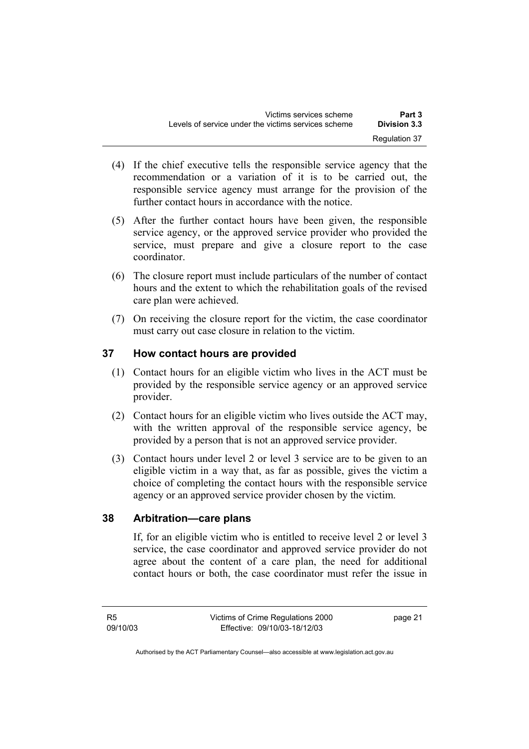(4) If the chief executive tells the responsible service agency that the recommendation or a variation of it is to be carried out, the responsible service agency must arrange for the provision of the further contact hours in accordance with the notice.

(5) After the further contact hours have been given, the responsible service agency, or the approved service provider who provided the service, must prepare and give a closure report to the case coordinator.

(6) The closure report must include particulars of the number of contact hours and the extent to which the rehabilitation goals of the revised care plan were achieved.

(7) On receiving the closure report for the victim, the case coordinator must carry out case closure in relation to the victim.

## 37 How contact hours are provided

(1) Contact hours for an eligible victim who lives in the ACT must be provided by the responsible service agency or an approved service provider.

(2) Contact hours for an eligible victim who lives outside the ACT may, with the written approval of the responsible service agency, be provided by a person that is not an approved service provider.

(3) Contact hours under level 2 or level 3 service are to be given to an eligible victim in a way that, as far as possible, gives the victim a choice of completing the contact hours with the responsible service agency or an approved service provider chosen by the victim.

## 38 Arbitration—care plans

If, for an eligible victim who is entitled to receive level 2 or level 3 service, the case coordinator and approved service provider do not agree about the content of a care plan, the need for additional contact hours or both, the case coordinator must refer the issue in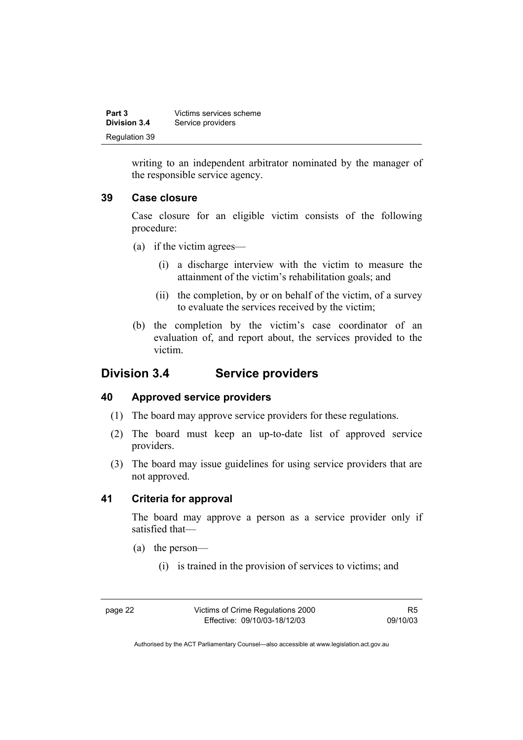writing to an independent arbitrator nominated by the manager of the responsible service agency.

### 39 Case closure

Case closure for an eligible victim consists of the following procedure:

(a) if the victim agrees—

(i) a discharge interview with the victim to measure the attainment of the victim's rehabilitation goals; and

(ii) the completion, by or on behalf of the victim, of a survey to evaluate the services received by the victim;

(b) the completion by the victim's case coordinator of an evaluation of, and report about, the services provided to the victim.

## Division 3.4 Service providers

### 40 Approved service providers

(1) The board may approve service providers for these regulations.

(2) The board must keep an up-to-date list of approved service providers.

(3) The board may issue guidelines for using service providers that are not approved.

### 41 Criteria for approval

The board may approve a person as a service provider only if satisfied that—

(a) the person—

(i) is trained in the provision of services to victims; and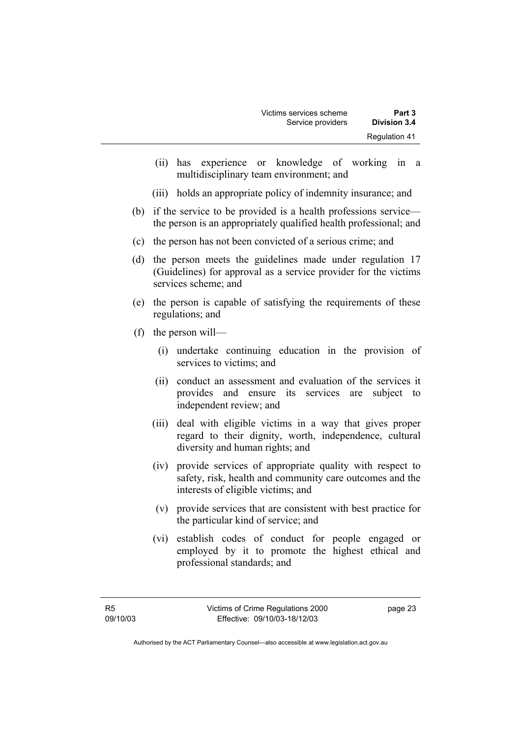(ii) has experience or knowledge of working in a multidisciplinary team environment; and

(iii) holds an appropriate policy of indemnity insurance; and

(b) if the service to be provided is a health professions service—the person is an appropriately qualified health professional; and

(c) the person has not been convicted of a serious crime; and

(d) the person meets the guidelines made under regulation 17 (Guidelines) for approval as a service provider for the victims services scheme; and

(e) the person is capable of satisfying the requirements of these regulations; and

(f) the person will—

(i) undertake continuing education in the provision of services to victims; and

(ii) conduct an assessment and evaluation of the services it provides and ensure its services are subject to independent review; and

(iii) deal with eligible victims in a way that gives proper regard to their dignity, worth, independence, cultural diversity and human rights; and

(iv) provide services of appropriate quality with respect to safety, risk, health and community care outcomes and the interests of eligible victims; and

(v) provide services that are consistent with best practice for the particular kind of service; and

(vi) establish codes of conduct for people engaged or employed by it to promote the highest ethical and professional standards; and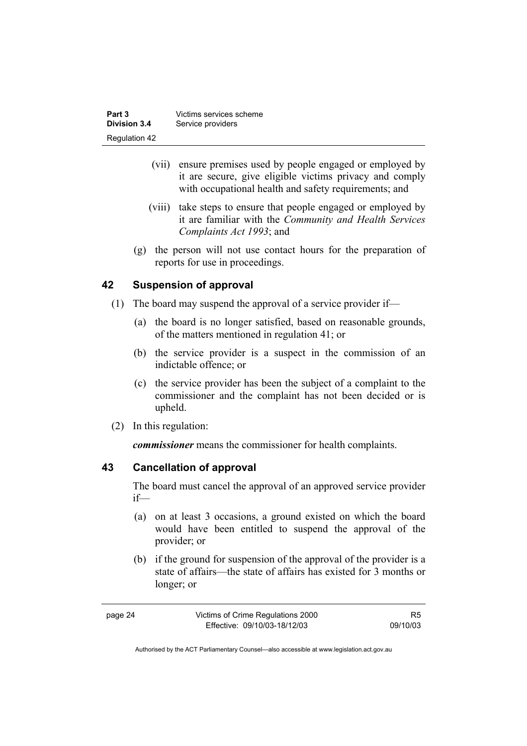(vii) ensure premises used by people engaged or employed by it are secure, give eligible victims privacy and comply with occupational health and safety requirements; and

(viii) take steps to ensure that people engaged or employed by it are familiar with the *Community and Health Services Complaints Act 1993*; and

(g) the person will not use contact hours for the preparation of reports for use in proceedings.

## 42 Suspension of approval

(1) The board may suspend the approval of a service provider if—

(a) the board is no longer satisfied, based on reasonable grounds, of the matters mentioned in regulation 41; or

(b) the service provider is a suspect in the commission of an indictable offence; or

(c) the service provider has been the subject of a complaint to the commissioner and the complaint has not been decided or is upheld.

(2) In this regulation:

***commissioner*** means the commissioner for health complaints.

## 43 Cancellation of approval

The board must cancel the approval of an approved service provider if—

(a) on at least 3 occasions, a ground existed on which the board would have been entitled to suspend the approval of the provider; or

(b) if the ground for suspension of the approval of the provider is a state of affairs—the state of affairs has existed for 3 months or longer; or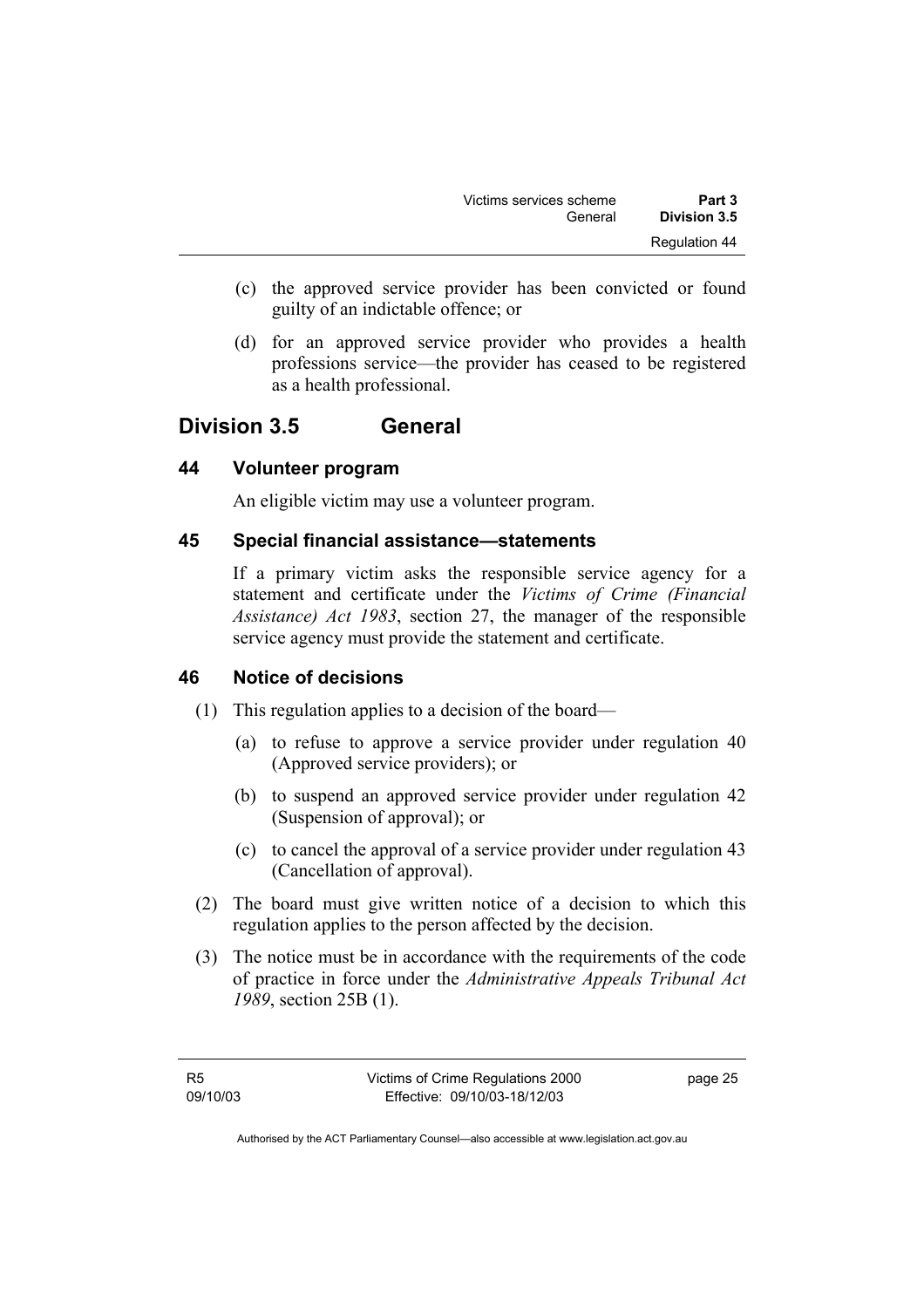(c) the approved service provider has been convicted or found guilty of an indictable offence; or

(d) for an approved service provider who provides a health professions service—the provider has ceased to be registered as a health professional.

## Division 3.5 General

### 44 Volunteer program

An eligible victim may use a volunteer program.

### 45 Special financial assistance—statements

If a primary victim asks the responsible service agency for a statement and certificate under the *Victims of Crime (Financial Assistance) Act 1983*, section 27, the manager of the responsible service agency must provide the statement and certificate.

### 46 Notice of decisions

(1) This regulation applies to a decision of the board—

(a) to refuse to approve a service provider under regulation 40 (Approved service providers); or

(b) to suspend an approved service provider under regulation 42 (Suspension of approval); or

(c) to cancel the approval of a service provider under regulation 43 (Cancellation of approval).

(2) The board must give written notice of a decision to which this regulation applies to the person affected by the decision.

(3) The notice must be in accordance with the requirements of the code of practice in force under the *Administrative Appeals Tribunal Act 1989*, section 25B (1).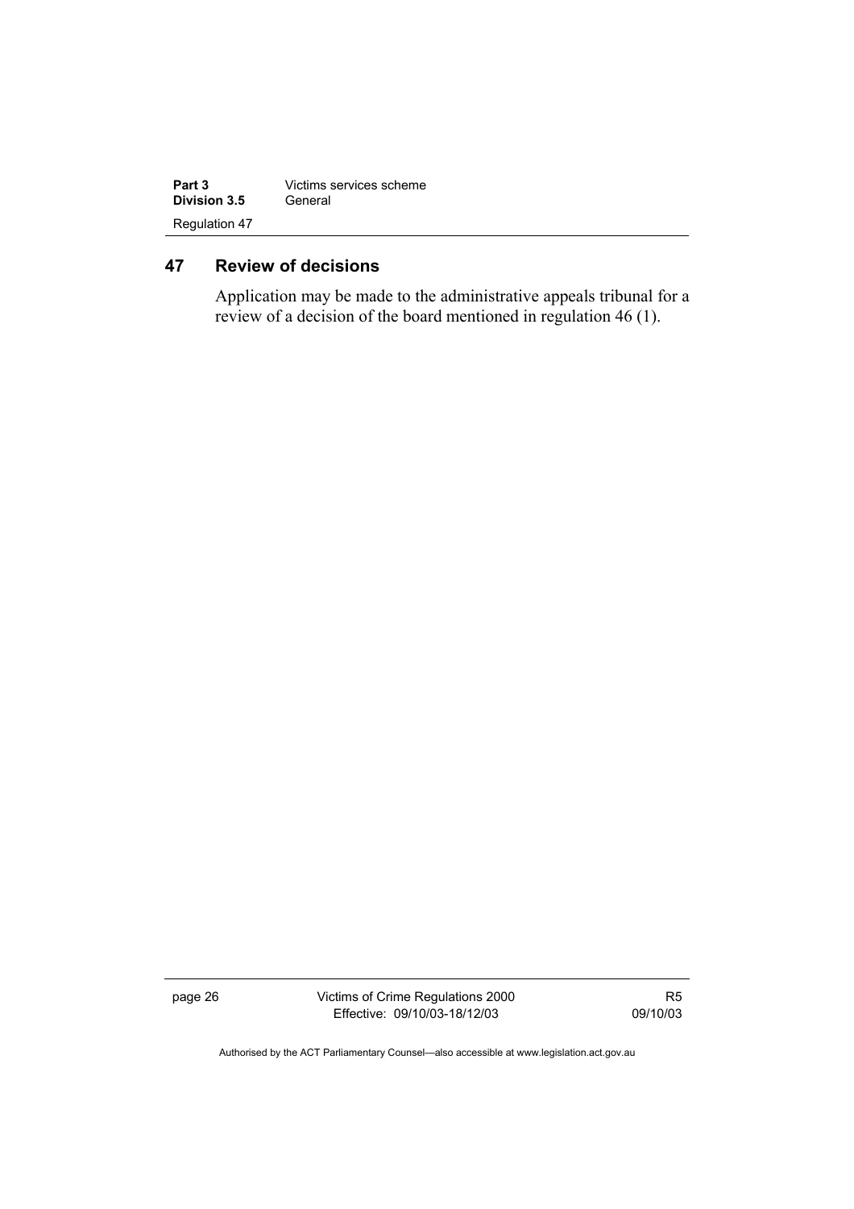## 47 Review of decisions

Application may be made to the administrative appeals tribunal for a review of a decision of the board mentioned in regulation 46 (1).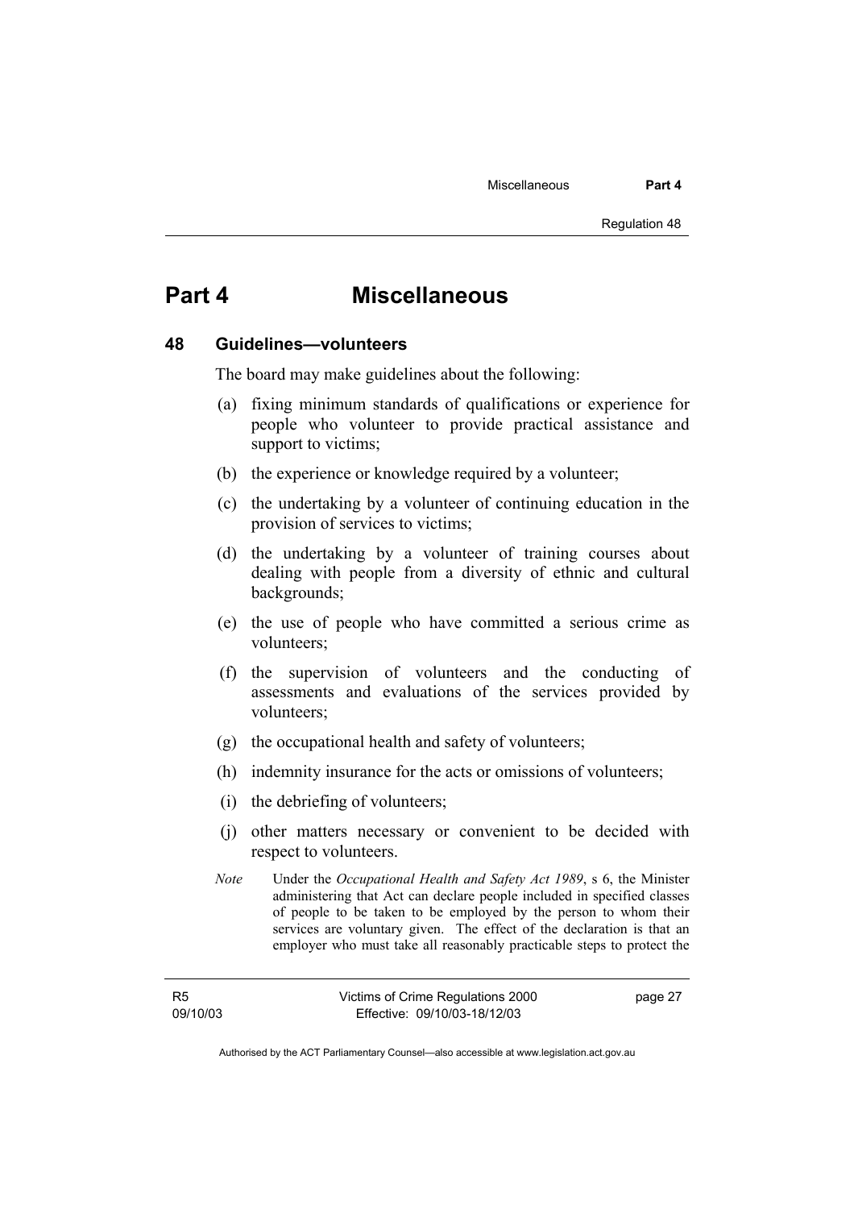# Part 4 Miscellaneous

## 48 Guidelines—volunteers

The board may make guidelines about the following:

(a) fixing minimum standards of qualifications or experience for people who volunteer to provide practical assistance and support to victims;

(b) the experience or knowledge required by a volunteer;

(c) the undertaking by a volunteer of continuing education in the provision of services to victims;

(d) the undertaking by a volunteer of training courses about dealing with people from a diversity of ethnic and cultural backgrounds;

(e) the use of people who have committed a serious crime as volunteers;

(f) the supervision of volunteers and the conducting of assessments and evaluations of the services provided by volunteers;

(g) the occupational health and safety of volunteers;

(h) indemnity insurance for the acts or omissions of volunteers;

(i) the debriefing of volunteers;

(j) other matters necessary or convenient to be decided with respect to volunteers.

*Note* Under the *Occupational Health and Safety Act 1989*, s 6, the Minister administering that Act can declare people included in specified classes of people to be taken to be employed by the person to whom their services are voluntary given. The effect of the declaration is that an employer who must take all reasonably practicable steps to protect the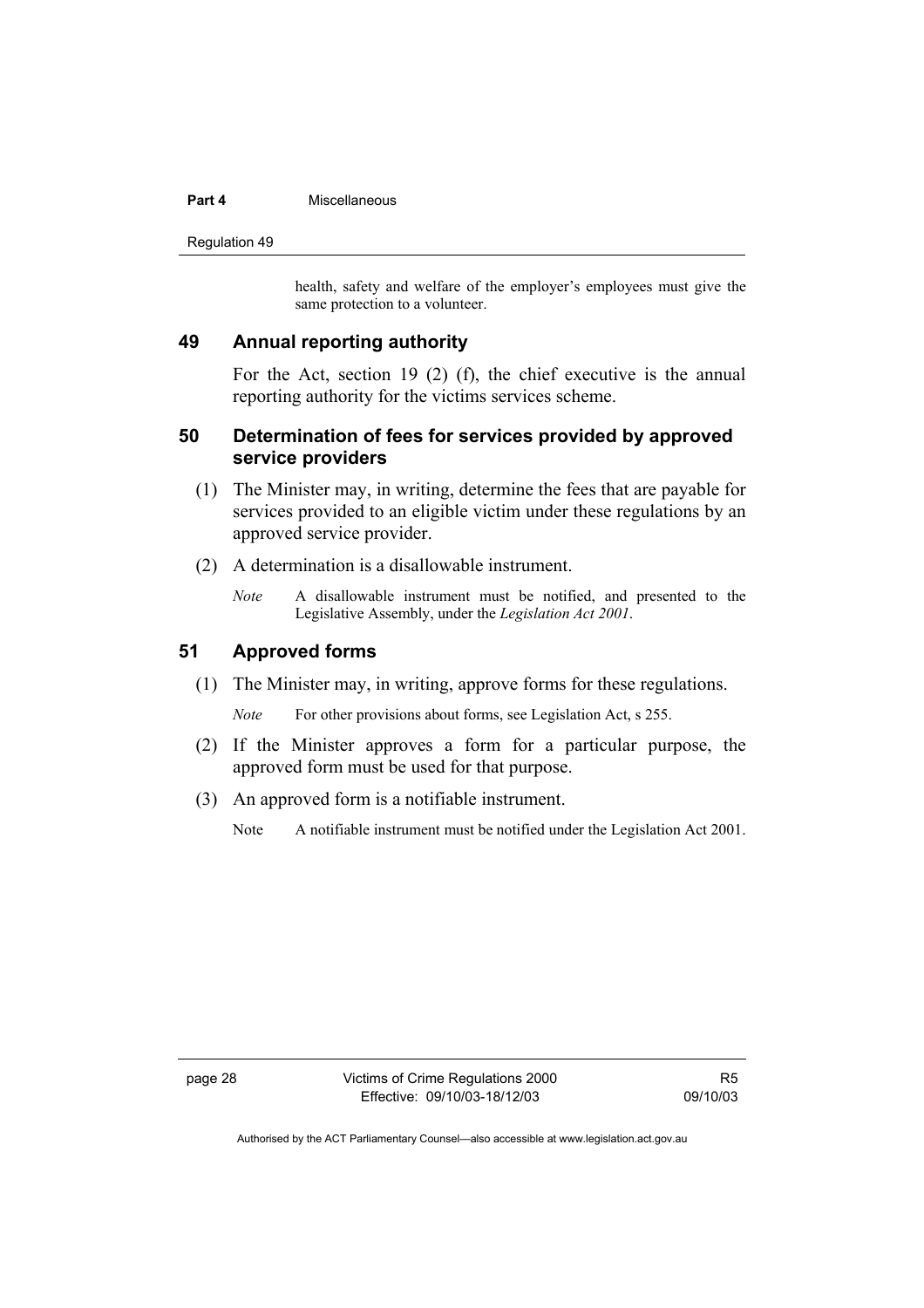health, safety and welfare of the employer's employees must give the same protection to a volunteer.

## 49 Annual reporting authority

For the Act, section 19 (2) (f), the chief executive is the annual reporting authority for the victims services scheme.

## 50 Determination of fees for services provided by approved service providers

(1) The Minister may, in writing, determine the fees that are payable for services provided to an eligible victim under these regulations by an approved service provider.

(2) A determination is a disallowable instrument.

*Note* A disallowable instrument must be notified, and presented to the Legislative Assembly, under the *Legislation Act 2001*.

## 51 Approved forms

(1) The Minister may, in writing, approve forms for these regulations.

*Note* For other provisions about forms, see Legislation Act, s 255.

(2) If the Minister approves a form for a particular purpose, the approved form must be used for that purpose.

(3) An approved form is a notifiable instrument.

Note A notifiable instrument must be notified under the Legislation Act 2001.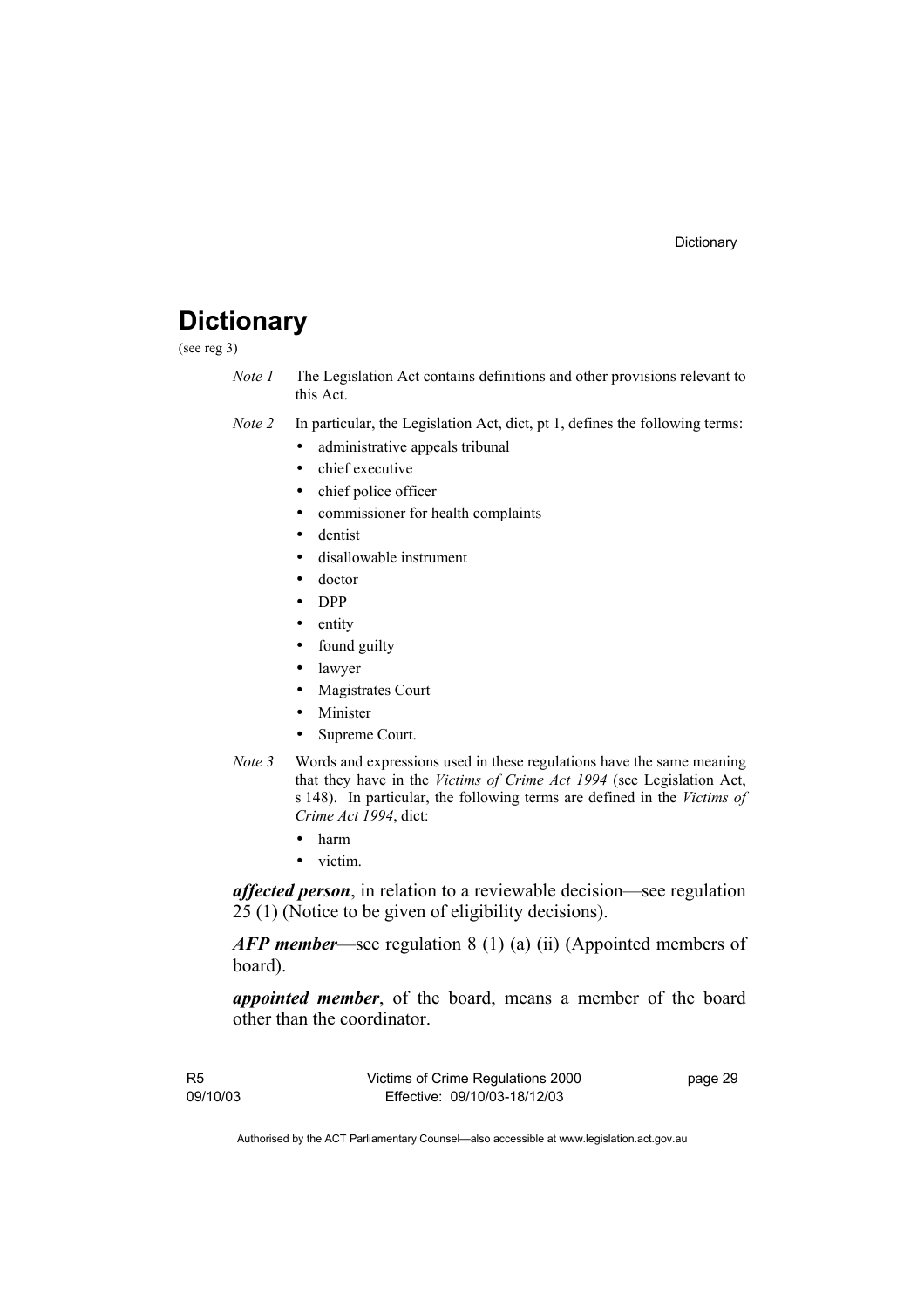# Dictionary

(see reg 3)

*Note 1* The Legislation Act contains definitions and other provisions relevant to this Act.

*Note 2* In particular, the Legislation Act, dict, pt 1, defines the following terms:

- administrative appeals tribunal
- chief executive
- chief police officer
- commissioner for health complaints
- dentist
- disallowable instrument
- doctor
- DPP
- entity
- found guilty
- lawyer
- Magistrates Court
- Minister
- Supreme Court.

*Note 3* Words and expressions used in these regulations have the same meaning that they have in the *Victims of Crime Act 1994* (see Legislation Act, s 148). In particular, the following terms are defined in the *Victims of Crime Act 1994*, dict:

- harm
- victim.

***affected person***, in relation to a reviewable decision—see regulation 25 (1) (Notice to be given of eligibility decisions).

***AFP member***—see regulation 8 (1) (a) (ii) (Appointed members of board).

***appointed member***, of the board, means a member of the board other than the coordinator.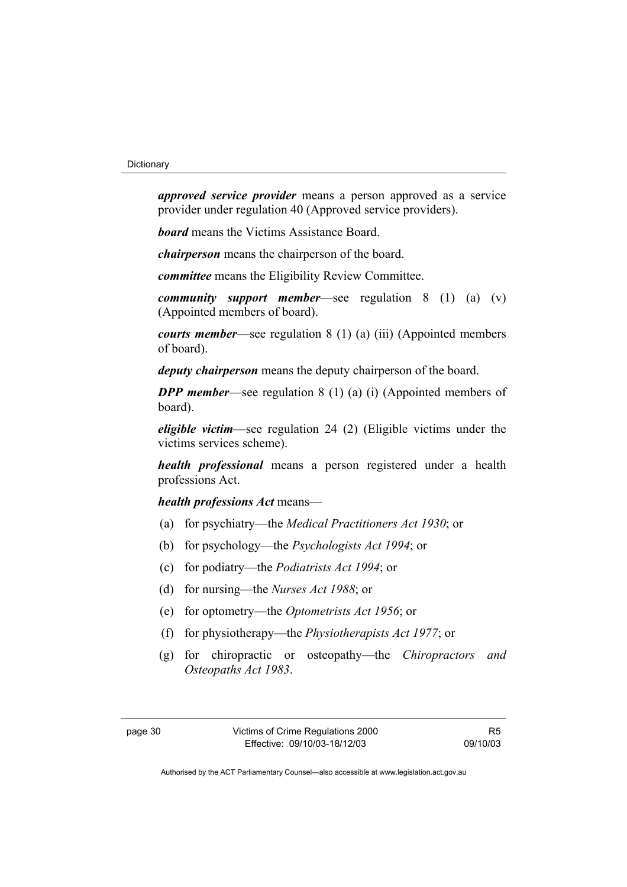***approved service provider*** means a person approved as a service provider under regulation 40 (Approved service providers).

***board*** means the Victims Assistance Board.

***chairperson*** means the chairperson of the board.

***committee*** means the Eligibility Review Committee.

***community support member***—see regulation 8 (1) (a) (v) (Appointed members of board).

***courts member***—see regulation 8 (1) (a) (iii) (Appointed members of board).

***deputy chairperson*** means the deputy chairperson of the board.

***DPP member***—see regulation 8 (1) (a) (i) (Appointed members of board).

***eligible victim***—see regulation 24 (2) (Eligible victims under the victims services scheme).

***health professional*** means a person registered under a health professions Act.

***health professions Act*** means—

(a) for psychiatry—the *Medical Practitioners Act 1930*; or

(b) for psychology—the *Psychologists Act 1994*; or

(c) for podiatry—the *Podiatrists Act 1994*; or

(d) for nursing—the *Nurses Act 1988*; or

(e) for optometry—the *Optometrists Act 1956*; or

(f) for physiotherapy—the *Physiotherapists Act 1977*; or

(g) for chiropractic or osteopathy—the *Chiropractors and Osteopaths Act 1983*.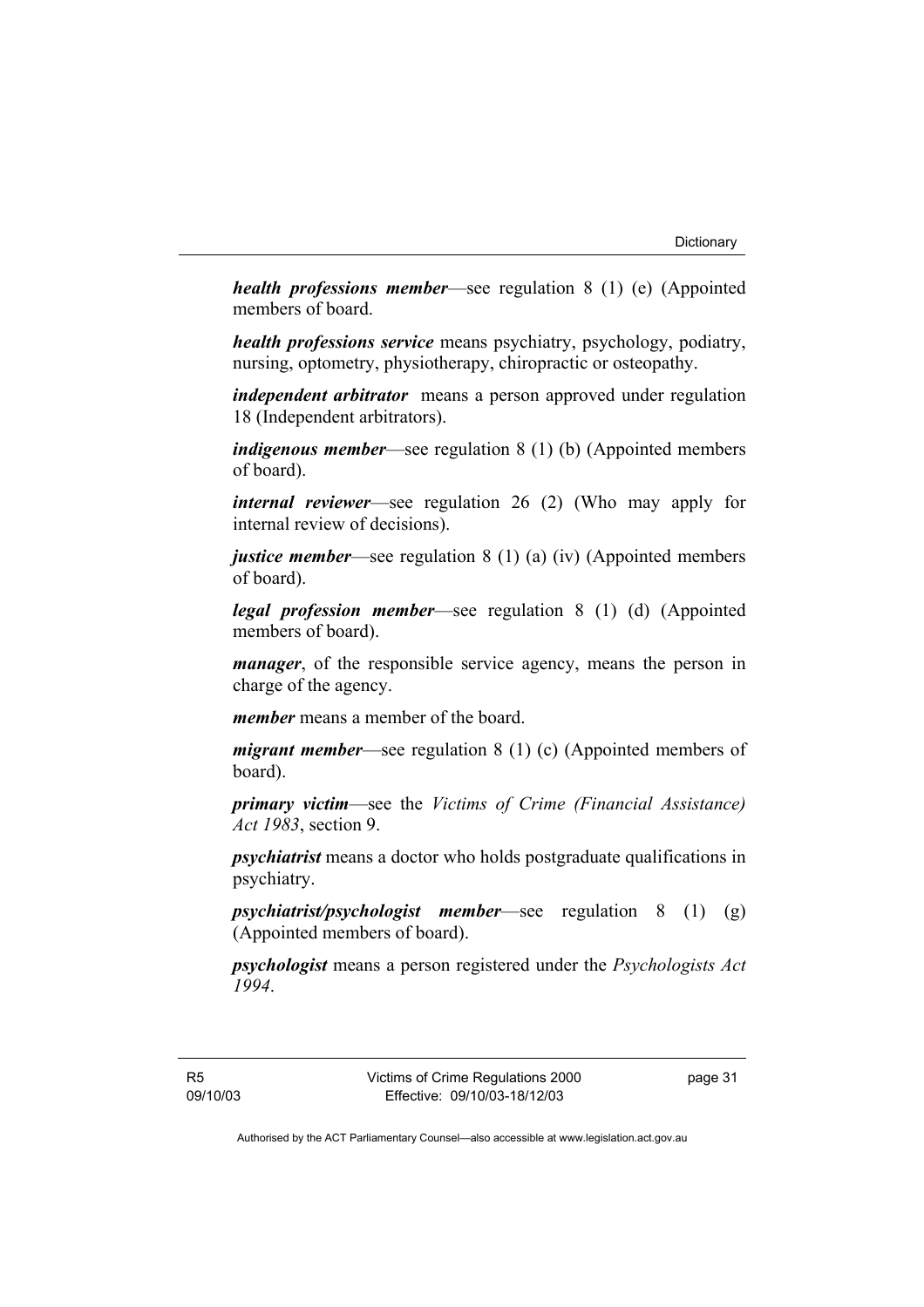***health professions member***—see regulation 8 (1) (e) (Appointed members of board.

***health professions service*** means psychiatry, psychology, podiatry, nursing, optometry, physiotherapy, chiropractic or osteopathy.

***independent arbitrator*** means a person approved under regulation 18 (Independent arbitrators).

***indigenous member***—see regulation 8 (1) (b) (Appointed members of board).

***internal reviewer***—see regulation 26 (2) (Who may apply for internal review of decisions).

***justice member***—see regulation 8 (1) (a) (iv) (Appointed members of board).

***legal profession member***—see regulation 8 (1) (d) (Appointed members of board).

***manager***, of the responsible service agency, means the person in charge of the agency.

***member*** means a member of the board.

***migrant member***—see regulation 8 (1) (c) (Appointed members of board).

***primary victim***—see the *Victims of Crime (Financial Assistance) Act 1983*, section 9.

***psychiatrist*** means a doctor who holds postgraduate qualifications in psychiatry.

***psychiatrist/psychologist member***—see regulation 8 (1) (g) (Appointed members of board).

***psychologist*** means a person registered under the *Psychologists Act 1994*.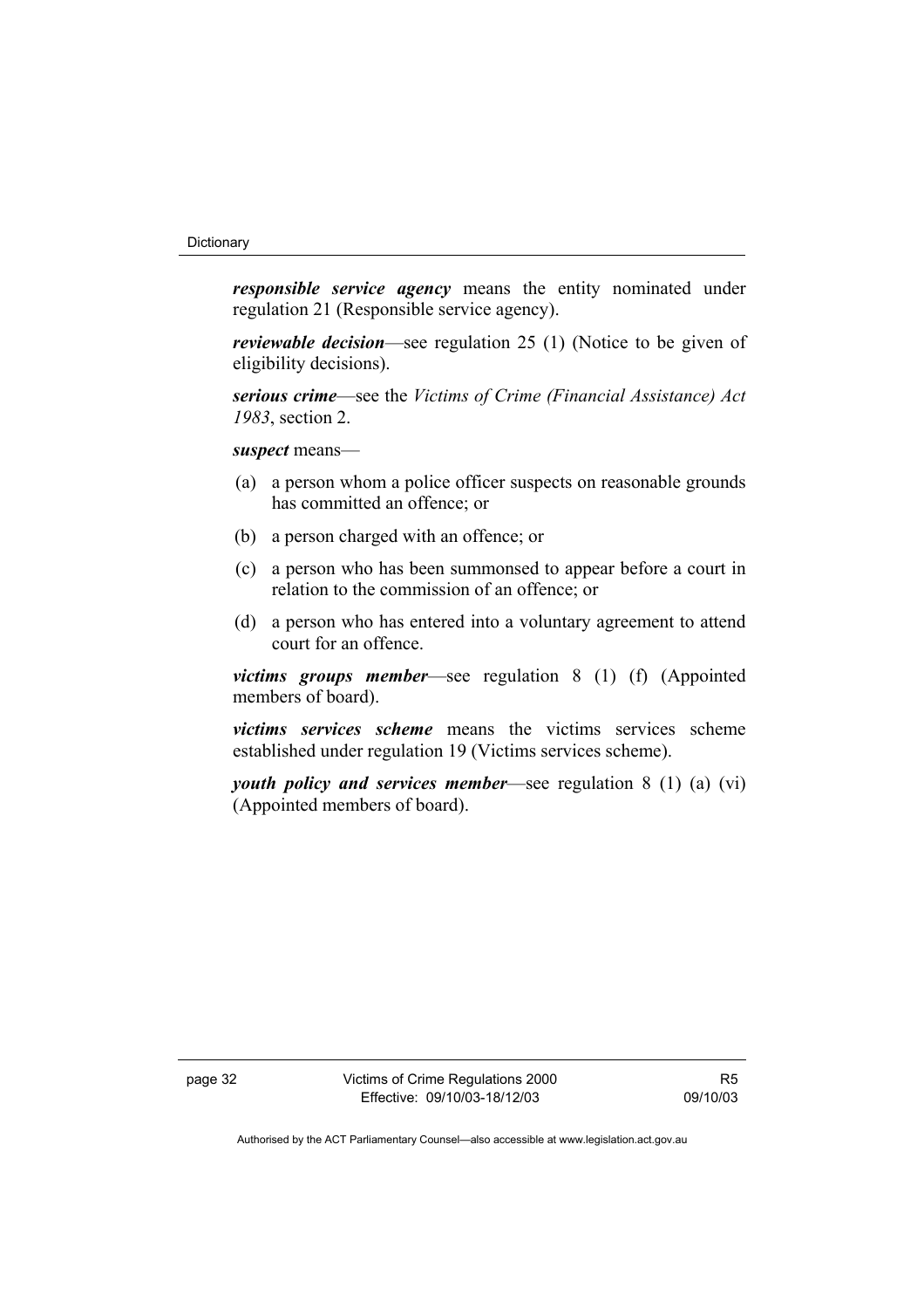***responsible service agency*** means the entity nominated under regulation 21 (Responsible service agency).

***reviewable decision***—see regulation 25 (1) (Notice to be given of eligibility decisions).

***serious crime***—see the *Victims of Crime (Financial Assistance) Act 1983*, section 2.

***suspect*** means—

(a) a person whom a police officer suspects on reasonable grounds has committed an offence; or

(b) a person charged with an offence; or

(c) a person who has been summonsed to appear before a court in relation to the commission of an offence; or

(d) a person who has entered into a voluntary agreement to attend court for an offence.

***victims groups member***—see regulation 8 (1) (f) (Appointed members of board).

***victims services scheme*** means the victims services scheme established under regulation 19 (Victims services scheme).

***youth policy and services member***—see regulation 8 (1) (a) (vi) (Appointed members of board).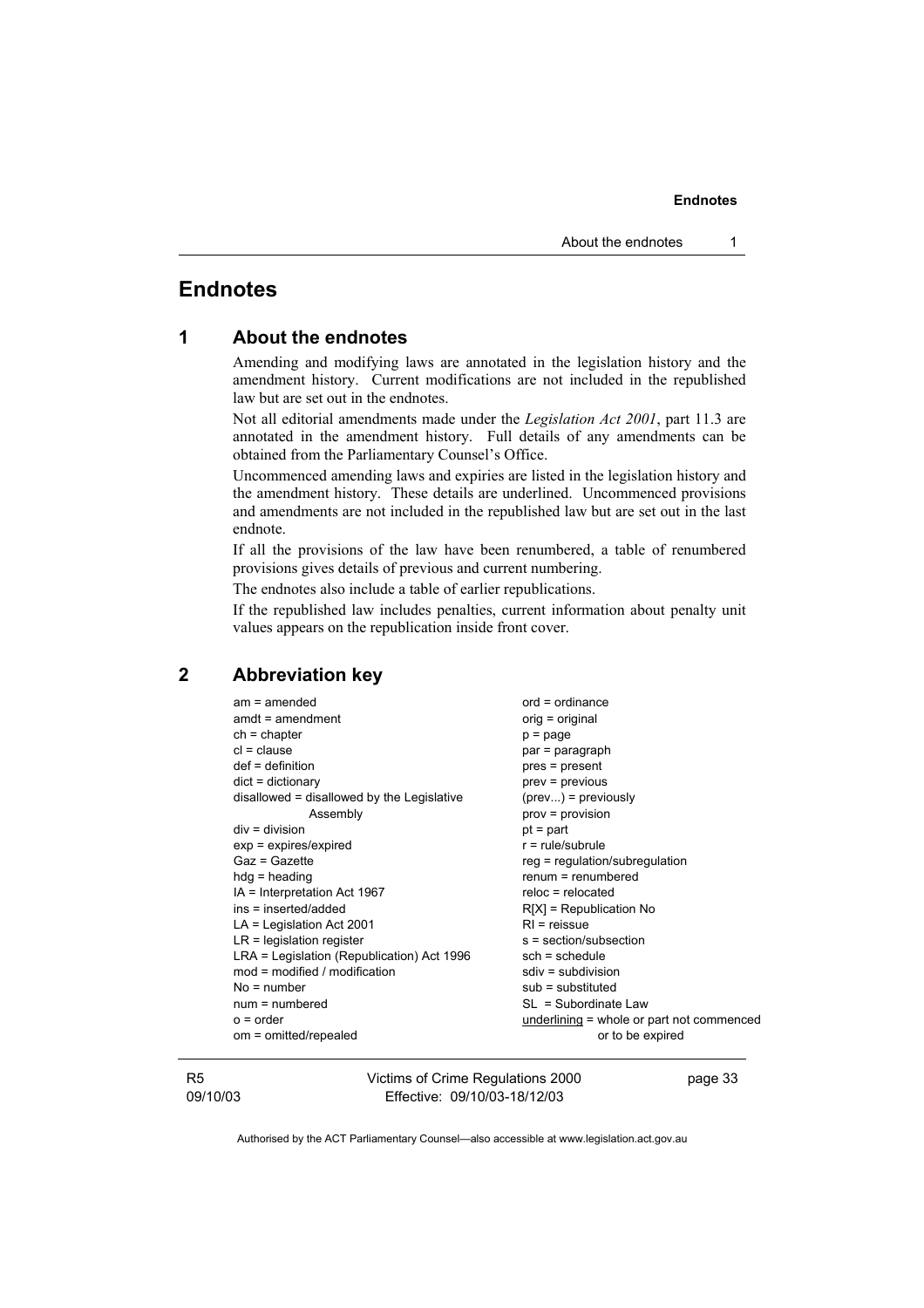# Endnotes

## 1 About the endnotes

Amending and modifying laws are annotated in the legislation history and the amendment history. Current modifications are not included in the republished law but are set out in the endnotes.

Not all editorial amendments made under the *Legislation Act 2001*, part 11.3 are annotated in the amendment history. Full details of any amendments can be obtained from the Parliamentary Counsel's Office.

Uncommenced amending laws and expiries are listed in the legislation history and the amendment history. These details are underlined. Uncommenced provisions and amendments are not included in the republished law but are set out in the last endnote.

If all the provisions of the law have been renumbered, a table of renumbered provisions gives details of previous and current numbering.

The endnotes also include a table of earlier republications.

If the republished law includes penalties, current information about penalty unit values appears on the republication inside front cover.

## 2 Abbreviation key

am = amended
amdt = amendment
ch = chapter
cl = clause
def = definition
dict = dictionary
disallowed = disallowed by the Legislative Assembly
div = division
exp = expires/expired
Gaz = Gazette
hdg = heading
IA = Interpretation Act 1967
ins = inserted/added
LA = Legislation Act 2001
LR = legislation register
LRA = Legislation (Republication) Act 1996
mod = modified / modification
No = number
num = numbered
o = order
om = omitted/repealed
ord = ordinance
orig = original
p = page
par = paragraph
pres = present
prev = previous
(prev...) = previously
prov = provision
pt = part
r = rule/subrule
reg = regulation/subregulation
renum = renumbered
reloc = relocated
R[X] = Republication No
RI = reissue
s = section/subsection
sch = schedule
sdiv = subdivision
sub = substituted
SL = Subordinate Law
<u>underlining</u> = whole or part not commenced or to be expired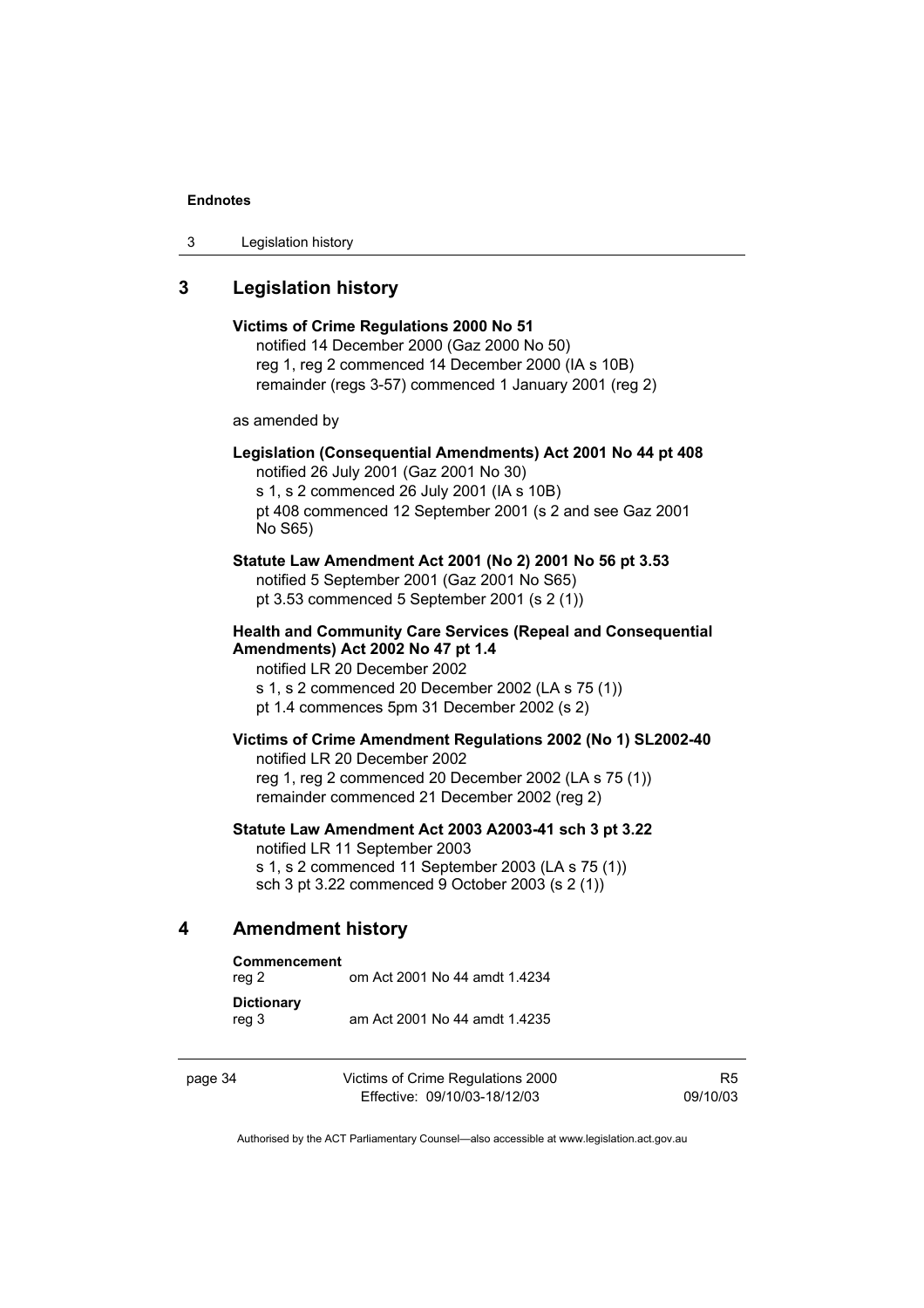## 3 Legislation history

**Victims of Crime Regulations 2000 No 51**

notified 14 December 2000 (Gaz 2000 No 50)
reg 1, reg 2 commenced 14 December 2000 (IA s 10B)
remainder (regs 3-57) commenced 1 January 2001 (reg 2)

as amended by

**Legislation (Consequential Amendments) Act 2001 No 44 pt 408**

notified 26 July 2001 (Gaz 2001 No 30)
s 1, s 2 commenced 26 July 2001 (IA s 10B)
pt 408 commenced 12 September 2001 (s 2 and see Gaz 2001 No S65)

**Statute Law Amendment Act 2001 (No 2) 2001 No 56 pt 3.53**

notified 5 September 2001 (Gaz 2001 No S65)
pt 3.53 commenced 5 September 2001 (s 2 (1))

**Health and Community Care Services (Repeal and Consequential Amendments) Act 2002 No 47 pt 1.4**

notified LR 20 December 2002
s 1, s 2 commenced 20 December 2002 (LA s 75 (1))
pt 1.4 commences 5pm 31 December 2002 (s 2)

**Victims of Crime Amendment Regulations 2002 (No 1) SL2002-40**

notified LR 20 December 2002
reg 1, reg 2 commenced 20 December 2002 (LA s 75 (1))
remainder commenced 21 December 2002 (reg 2)

**Statute Law Amendment Act 2003 A2003-41 sch 3 pt 3.22**

notified LR 11 September 2003
s 1, s 2 commenced 11 September 2003 (LA s 75 (1))
sch 3 pt 3.22 commenced 9 October 2003 (s 2 (1))

## 4 Amendment history

**Commencement**
reg 2 om Act 2001 No 44 amdt 1.4234

**Dictionary**
reg 3 am Act 2001 No 44 amdt 1.4235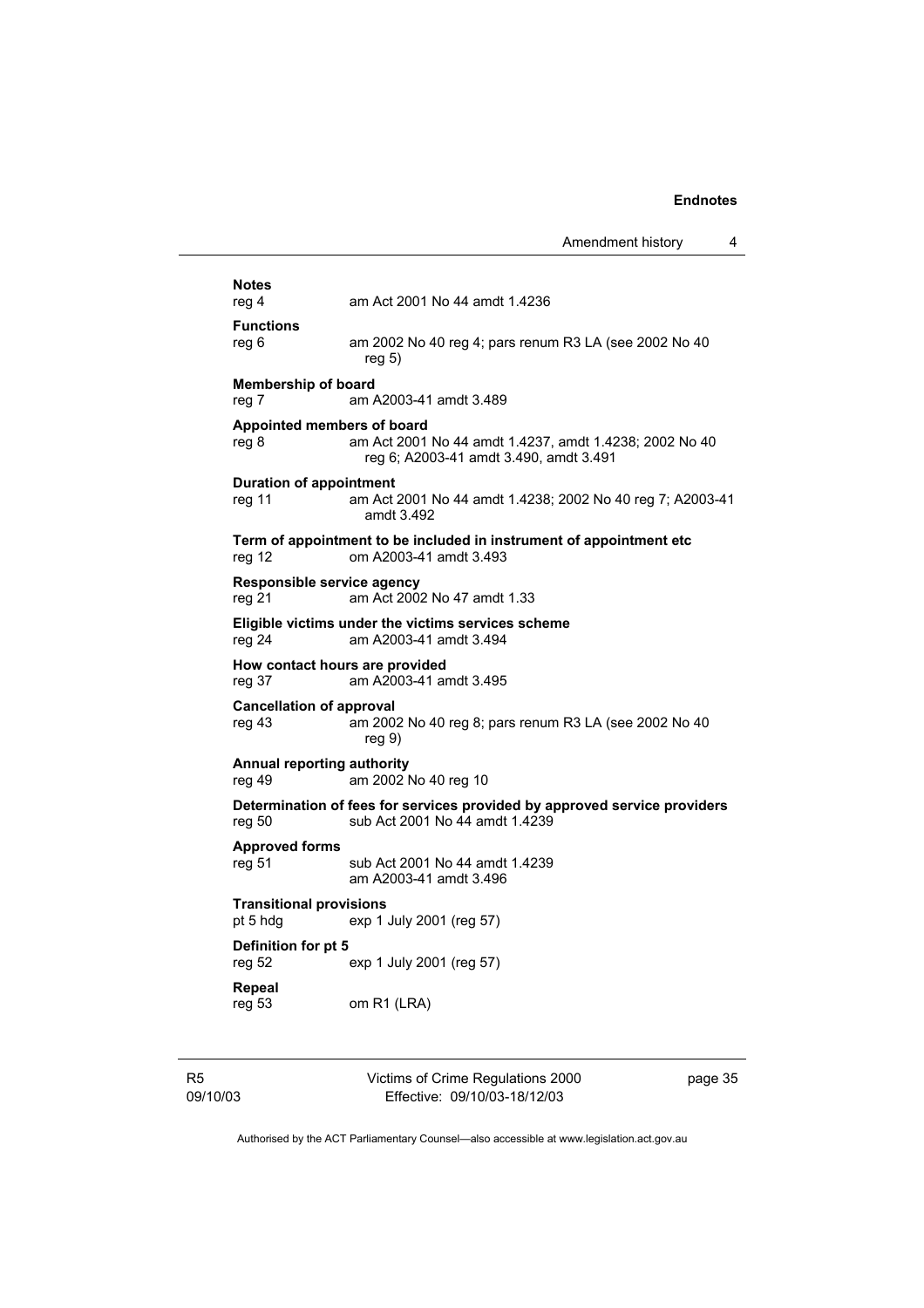**Notes**
reg 4 am Act 2001 No 44 amdt 1.4236

**Functions**
reg 6 am 2002 No 40 reg 4; pars renum R3 LA (see 2002 No 40 reg 5)

**Membership of board**
reg 7 am A2003-41 amdt 3.489

**Appointed members of board**
reg 8 am Act 2001 No 44 amdt 1.4237, amdt 1.4238; 2002 No 40 reg 6; A2003-41 amdt 3.490, amdt 3.491

**Duration of appointment**
reg 11 am Act 2001 No 44 amdt 1.4238; 2002 No 40 reg 7; A2003-41 amdt 3.492

**Term of appointment to be included in instrument of appointment etc**
reg 12 om A2003-41 amdt 3.493

**Responsible service agency**
reg 21 am Act 2002 No 47 amdt 1.33

**Eligible victims under the victims services scheme**
reg 24 am A2003-41 amdt 3.494

**How contact hours are provided**
reg 37 am A2003-41 amdt 3.495

**Cancellation of approval**
reg 43 am 2002 No 40 reg 8; pars renum R3 LA (see 2002 No 40 reg 9)

**Annual reporting authority**
reg 49 am 2002 No 40 reg 10

**Determination of fees for services provided by approved service providers**
reg 50 sub Act 2001 No 44 amdt 1.4239

**Approved forms**
reg 51 sub Act 2001 No 44 amdt 1.4239
am A2003-41 amdt 3.496

**Transitional provisions**
pt 5 hdg exp 1 July 2001 (reg 57)

**Definition for pt 5**
reg 52 exp 1 July 2001 (reg 57)

**Repeal**
reg 53 om R1 (LRA)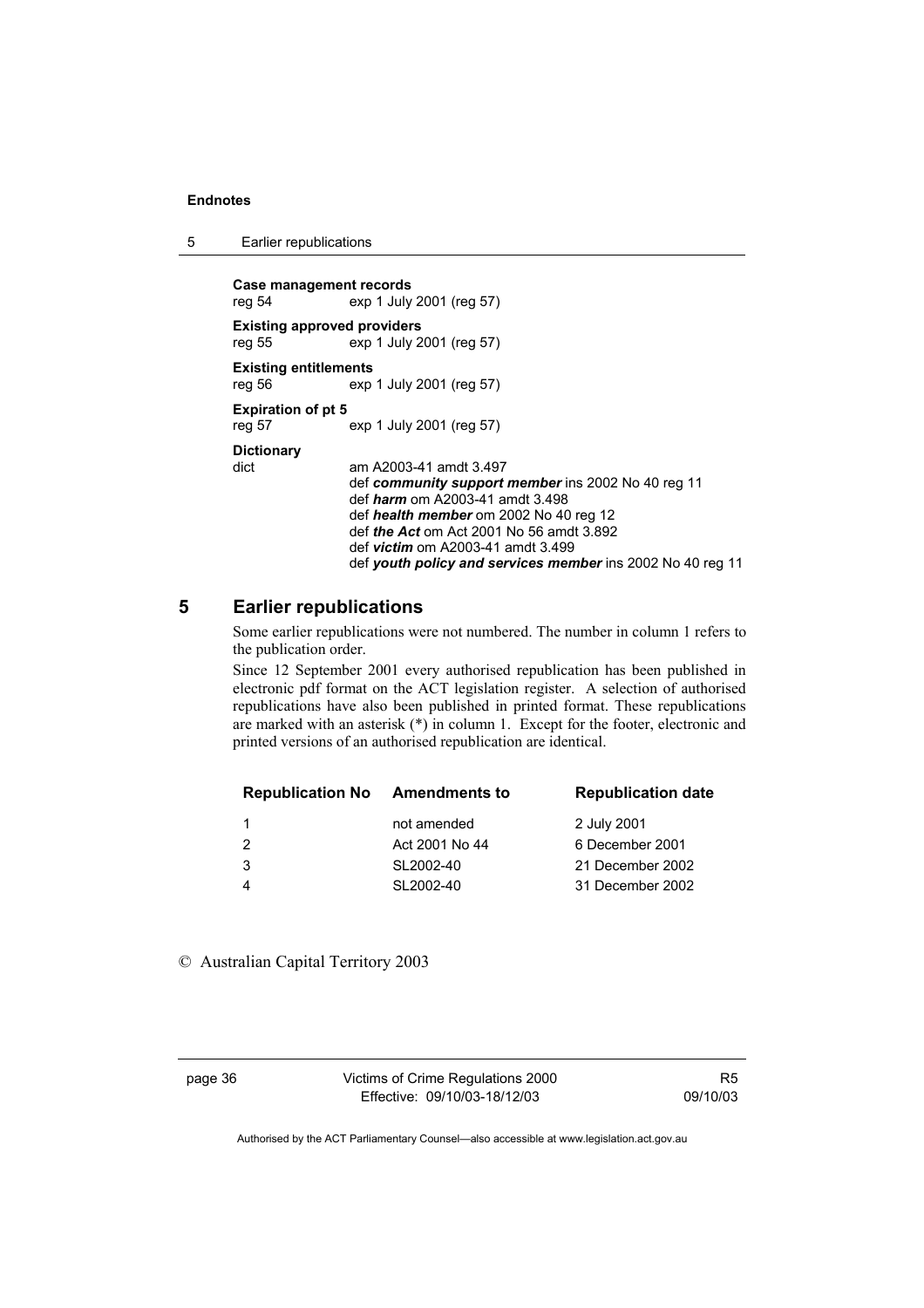**Case management records**
reg 54 exp 1 July 2001 (reg 57)

**Existing approved providers**
reg 55 exp 1 July 2001 (reg 57)

**Existing entitlements**
reg 56 exp 1 July 2001 (reg 57)

**Expiration of pt 5**
reg 57 exp 1 July 2001 (reg 57)

**Dictionary**
dict am A2003-41 amdt 3.497
def ***community support member*** ins 2002 No 40 reg 11
def ***harm*** om A2003-41 amdt 3.498
def ***health member*** om 2002 No 40 reg 12
def ***the Act*** om Act 2001 No 56 amdt 3.892
def ***victim*** om A2003-41 amdt 3.499
def ***youth policy and services member*** ins 2002 No 40 reg 11

## 5 Earlier republications

Some earlier republications were not numbered. The number in column 1 refers to the publication order.

Since 12 September 2001 every authorised republication has been published in electronic pdf format on the ACT legislation register. A selection of authorised republications have also been published in printed format. These republications are marked with an asterisk (*) in column 1. Except for the footer, electronic and printed versions of an authorised republication are identical.

| Republication No | Amendments to | Republication date |
|---|---|---|
| 1 | not amended | 2 July 2001 |
| 2 | Act 2001 No 44 | 6 December 2001 |
| 3 | SL2002-40 | 21 December 2002 |
| 4 | SL2002-40 | 31 December 2002 |

© Australian Capital Territory 2003